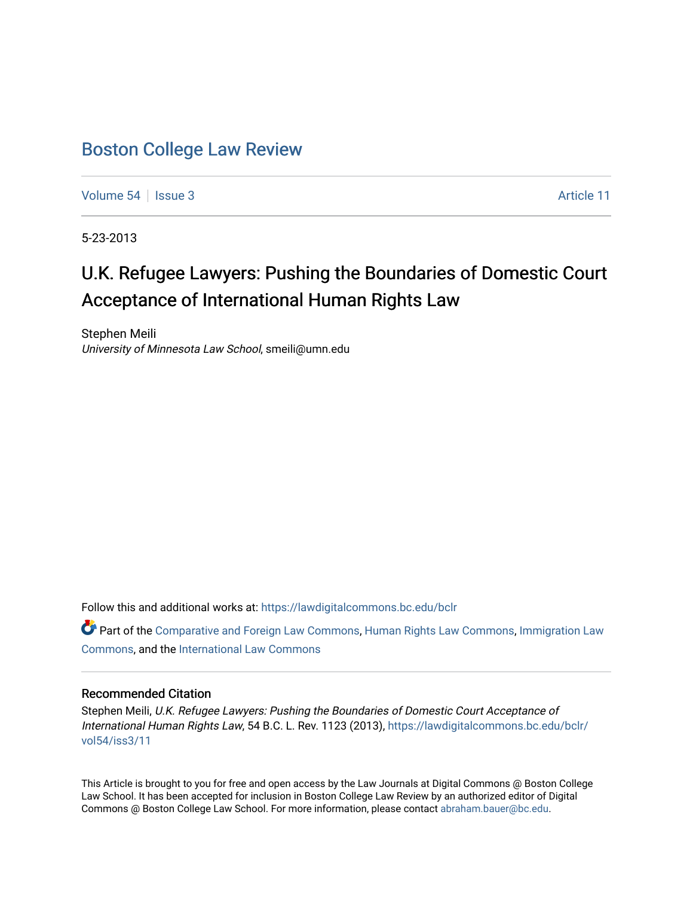# Boston College Law Review

Volume 54 | Issue 3 Article 11

5-23-2013

## U.K. Refugee Lawyers: Pushing the Boundaries of Domestic Court Acceptance of International Human Rights Law

Stephen Meili
*University of Minnesota Law School*, smeili@umn.edu

Follow this and additional works at: https://lawdigitalcommons.bc.edu/bclr

Part of the Comparative and Foreign Law Commons, Human Rights Law Commons, Immigration Law Commons, and the International Law Commons

### Recommended Citation

Stephen Meili, *U.K. Refugee Lawyers: Pushing the Boundaries of Domestic Court Acceptance of International Human Rights Law*, 54 B.C. L. Rev. 1123 (2013), https://lawdigitalcommons.bc.edu/bclr/vol54/iss3/11

This Article is brought to you for free and open access by the Law Journals at Digital Commons @ Boston College Law School. It has been accepted for inclusion in Boston College Law Review by an authorized editor of Digital Commons @ Boston College Law School. For more information, please contact abraham.bauer@bc.edu.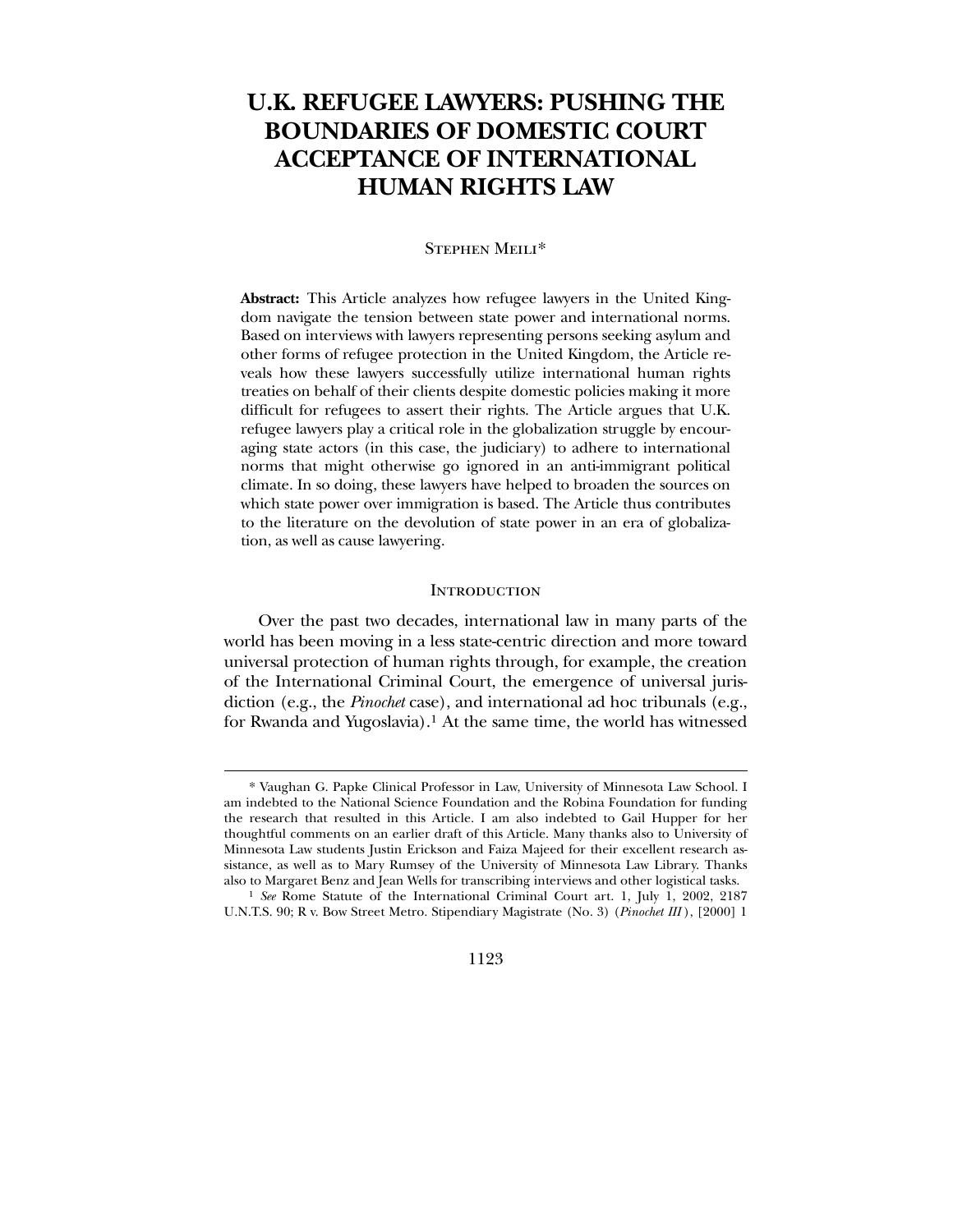# U.K. REFUGEE LAWYERS: PUSHING THE BOUNDARIES OF DOMESTIC COURT ACCEPTANCE OF INTERNATIONAL HUMAN RIGHTS LAW

Stephen Meili*

**Abstract:** This Article analyzes how refugee lawyers in the United Kingdom navigate the tension between state power and international norms. Based on interviews with lawyers representing persons seeking asylum and other forms of refugee protection in the United Kingdom, the Article reveals how these lawyers successfully utilize international human rights treaties on behalf of their clients despite domestic policies making it more difficult for refugees to assert their rights. The Article argues that U.K. refugee lawyers play a critical role in the globalization struggle by encouraging state actors (in this case, the judiciary) to adhere to international norms that might otherwise go ignored in an anti-immigrant political climate. In so doing, these lawyers have helped to broaden the sources on which state power over immigration is based. The Article thus contributes to the literature on the devolution of state power in an era of globalization, as well as cause lawyering.

## Introduction

Over the past two decades, international law in many parts of the world has been moving in a less state-centric direction and more toward universal protection of human rights through, for example, the creation of the International Criminal Court, the emergence of universal jurisdiction (e.g., the *Pinochet* case), and international ad hoc tribunals (e.g., for Rwanda and Yugoslavia).[1] At the same time, the world has witnessed

---

\* Vaughan G. Papke Clinical Professor in Law, University of Minnesota Law School. I am indebted to the National Science Foundation and the Robina Foundation for funding the research that resulted in this Article. I am also indebted to Gail Hupper for her thoughtful comments on an earlier draft of this Article. Many thanks also to University of Minnesota Law students Justin Erickson and Faiza Majeed for their excellent research assistance, as well as to Mary Rumsey of the University of Minnesota Law Library. Thanks also to Margaret Benz and Jean Wells for transcribing interviews and other logistical tasks.

[1] *See* Rome Statute of the International Criminal Court art. 1, July 1, 2002, 2187 U.N.T.S. 90; R v. Bow Street Metro. Stipendiary Magistrate (No. 3) (*Pinochet III*), [2000] 1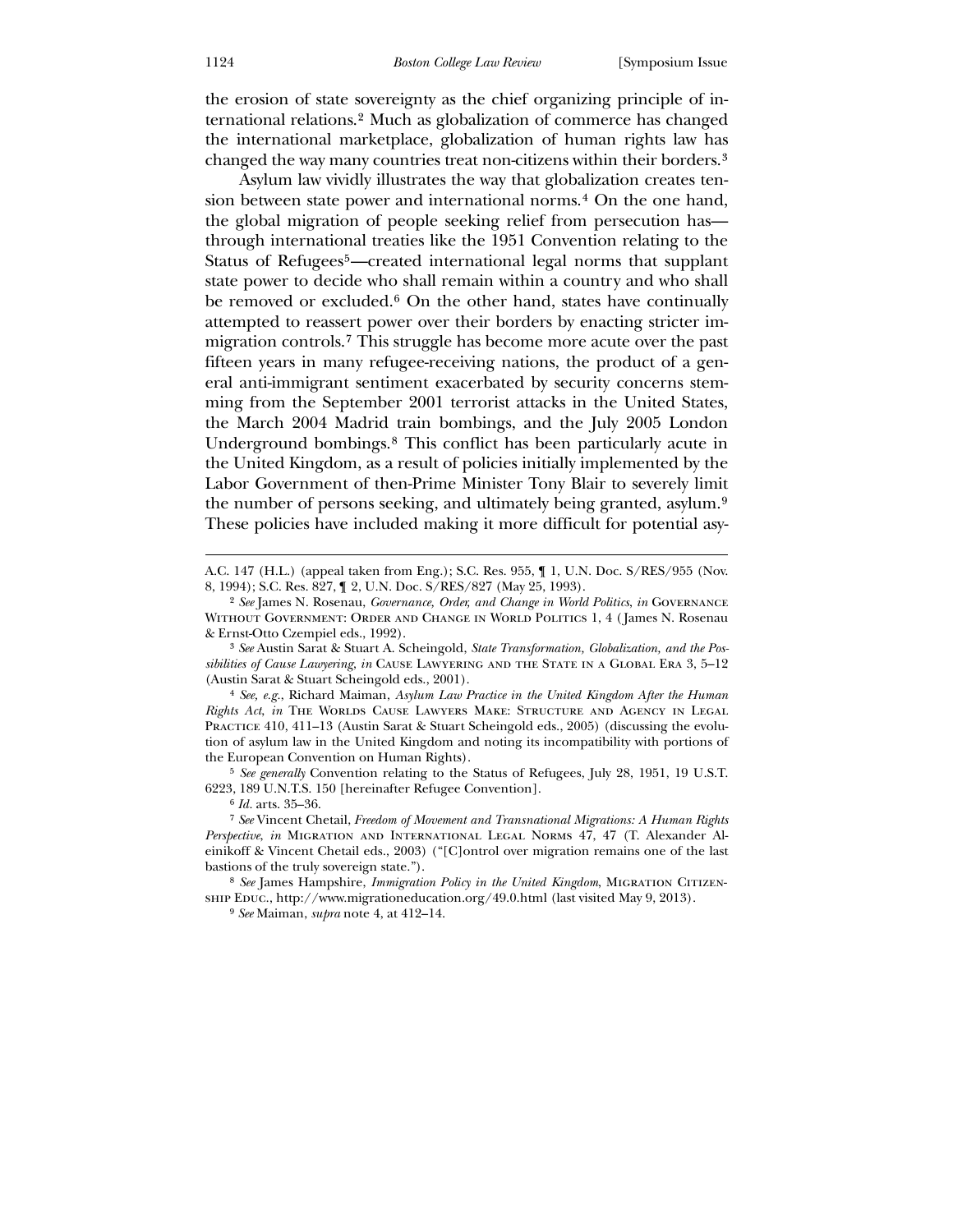the erosion of state sovereignty as the chief organizing principle of international relations.[2] Much as globalization of commerce has changed the international marketplace, globalization of human rights law has changed the way many countries treat non-citizens within their borders.[3]

Asylum law vividly illustrates the way that globalization creates tension between state power and international norms.[4] On the one hand, the global migration of people seeking relief from persecution has—through international treaties like the 1951 Convention relating to the Status of Refugees[5]—created international legal norms that supplant state power to decide who shall remain within a country and who shall be removed or excluded.[6] On the other hand, states have continually attempted to reassert power over their borders by enacting stricter immigration controls.[7] This struggle has become more acute over the past fifteen years in many refugee-receiving nations, the product of a general anti-immigrant sentiment exacerbated by security concerns stemming from the September 2001 terrorist attacks in the United States, the March 2004 Madrid train bombings, and the July 2005 London Underground bombings.[8] This conflict has been particularly acute in the United Kingdom, as a result of policies initially implemented by the Labor Government of then-Prime Minister Tony Blair to severely limit the number of persons seeking, and ultimately being granted, asylum.[9] These policies have included making it more difficult for potential asy-

---

A.C. 147 (H.L.) (appeal taken from Eng.); S.C. Res. 955, ¶ 1, U.N. Doc. S/RES/955 (Nov. 8, 1994); S.C. Res. 827, ¶ 2, U.N. Doc. S/RES/827 (May 25, 1993).

[2] *See* James N. Rosenau, *Governance, Order, and Change in World Politics*, *in* Governance Without Government: Order and Change in World Politics 1, 4 (James N. Rosenau & Ernst-Otto Czempiel eds., 1992).

[3] *See* Austin Sarat & Stuart A. Scheingold, *State Transformation, Globalization, and the Possibilities of Cause Lawyering*, *in* Cause Lawyering and the State in a Global Era 3, 5–12 (Austin Sarat & Stuart Scheingold eds., 2001).

[4] *See, e.g.*, Richard Maiman, *Asylum Law Practice in the United Kingdom After the Human Rights Act*, *in* The Worlds Cause Lawyers Make: Structure and Agency in Legal Practice 410, 411–13 (Austin Sarat & Stuart Scheingold eds., 2005) (discussing the evolution of asylum law in the United Kingdom and noting its incompatibility with portions of the European Convention on Human Rights).

[5] *See generally* Convention relating to the Status of Refugees, July 28, 1951, 19 U.S.T. 6223, 189 U.N.T.S. 150 [hereinafter Refugee Convention].

[6] *Id.* arts. 35–36.

[7] *See* Vincent Chetail, *Freedom of Movement and Transnational Migrations: A Human Rights Perspective*, *in* Migration and International Legal Norms 47, 47 (T. Alexander Aleinikoff & Vincent Chetail eds., 2003) ("[C]ontrol over migration remains one of the last bastions of the truly sovereign state.").

[8] *See* James Hampshire, *Immigration Policy in the United Kingdom*, Migration Citizenship Educ., http://www.migrationeducation.org/49.0.html (last visited May 9, 2013).

[9] *See* Maiman, *supra* note 4, at 412–14.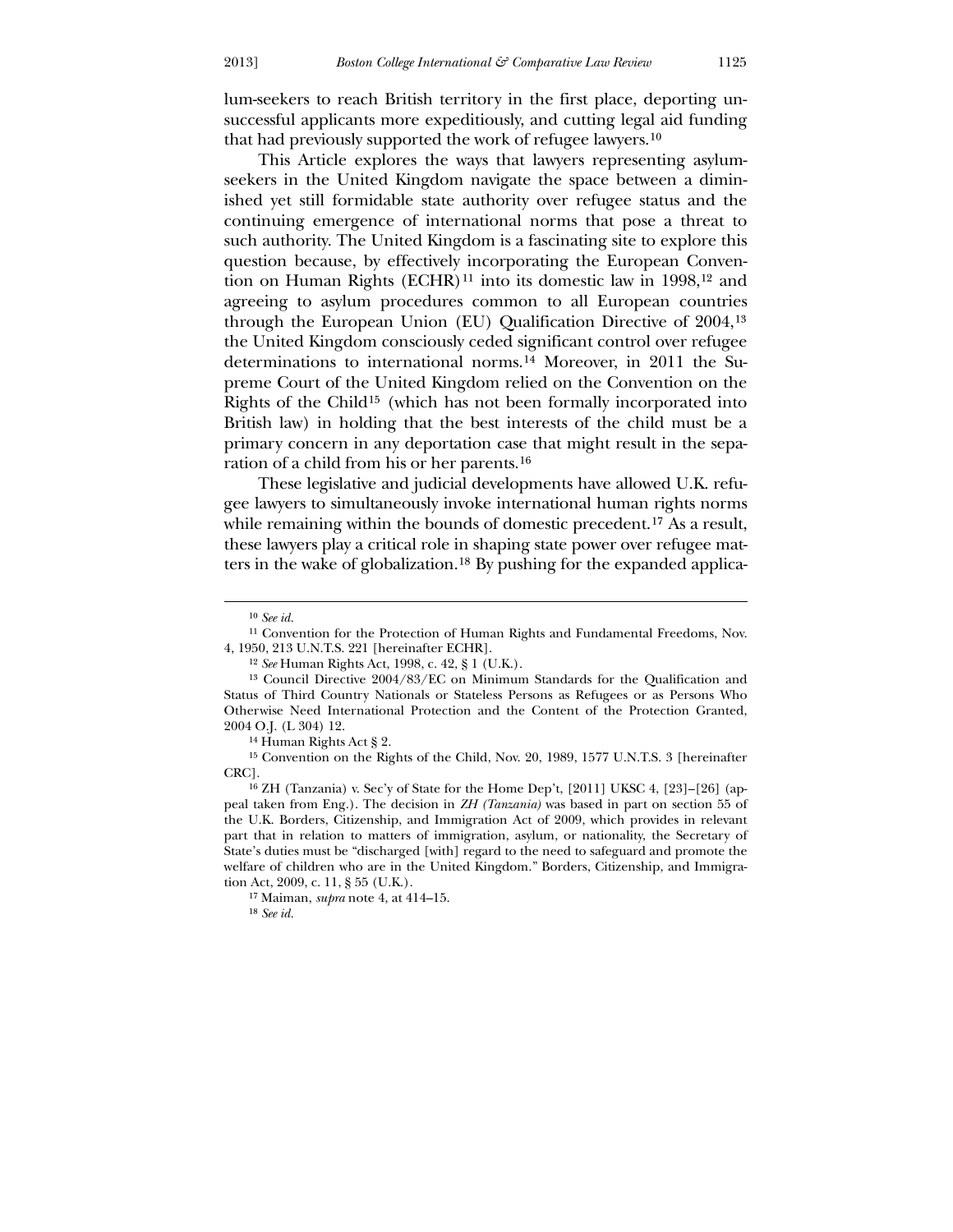lum-seekers to reach British territory in the first place, deporting unsuccessful applicants more expeditiously, and cutting legal aid funding that had previously supported the work of refugee lawyers.[10]

This Article explores the ways that lawyers representing asylum-seekers in the United Kingdom navigate the space between a diminished yet still formidable state authority over refugee status and the continuing emergence of international norms that pose a threat to such authority. The United Kingdom is a fascinating site to explore this question because, by effectively incorporating the European Convention on Human Rights (ECHR)[11] into its domestic law in 1998,[12] and agreeing to asylum procedures common to all European countries through the European Union (EU) Qualification Directive of 2004,[13] the United Kingdom consciously ceded significant control over refugee determinations to international norms.[14] Moreover, in 2011 the Supreme Court of the United Kingdom relied on the Convention on the Rights of the Child[15] (which has not been formally incorporated into British law) in holding that the best interests of the child must be a primary concern in any deportation case that might result in the separation of a child from his or her parents.[16]

These legislative and judicial developments have allowed U.K. refugee lawyers to simultaneously invoke international human rights norms while remaining within the bounds of domestic precedent.[17] As a result, these lawyers play a critical role in shaping state power over refugee matters in the wake of globalization.[18] By pushing for the expanded applica-

---

[10] *See id.*

[11] Convention for the Protection of Human Rights and Fundamental Freedoms, Nov. 4, 1950, 213 U.N.T.S. 221 [hereinafter ECHR].

[12] *See* Human Rights Act, 1998, c. 42, § 1 (U.K.).

[13] Council Directive 2004/83/EC on Minimum Standards for the Qualification and Status of Third Country Nationals or Stateless Persons as Refugees or as Persons Who Otherwise Need International Protection and the Content of the Protection Granted, 2004 O.J. (L 304) 12.

[14] Human Rights Act § 2.

[15] Convention on the Rights of the Child, Nov. 20, 1989, 1577 U.N.T.S. 3 [hereinafter CRC].

[16] ZH (Tanzania) v. Sec'y of State for the Home Dep't, [2011] UKSC 4, [23]–[26] (appeal taken from Eng.). The decision in *ZH (Tanzania)* was based in part on section 55 of the U.K. Borders, Citizenship, and Immigration Act of 2009, which provides in relevant part that in relation to matters of immigration, asylum, or nationality, the Secretary of State's duties must be "discharged [with] regard to the need to safeguard and promote the welfare of children who are in the United Kingdom." Borders, Citizenship, and Immigration Act, 2009, c. 11, § 55 (U.K.).

[17] Maiman, *supra* note 4, at 414–15.

[18] *See id.*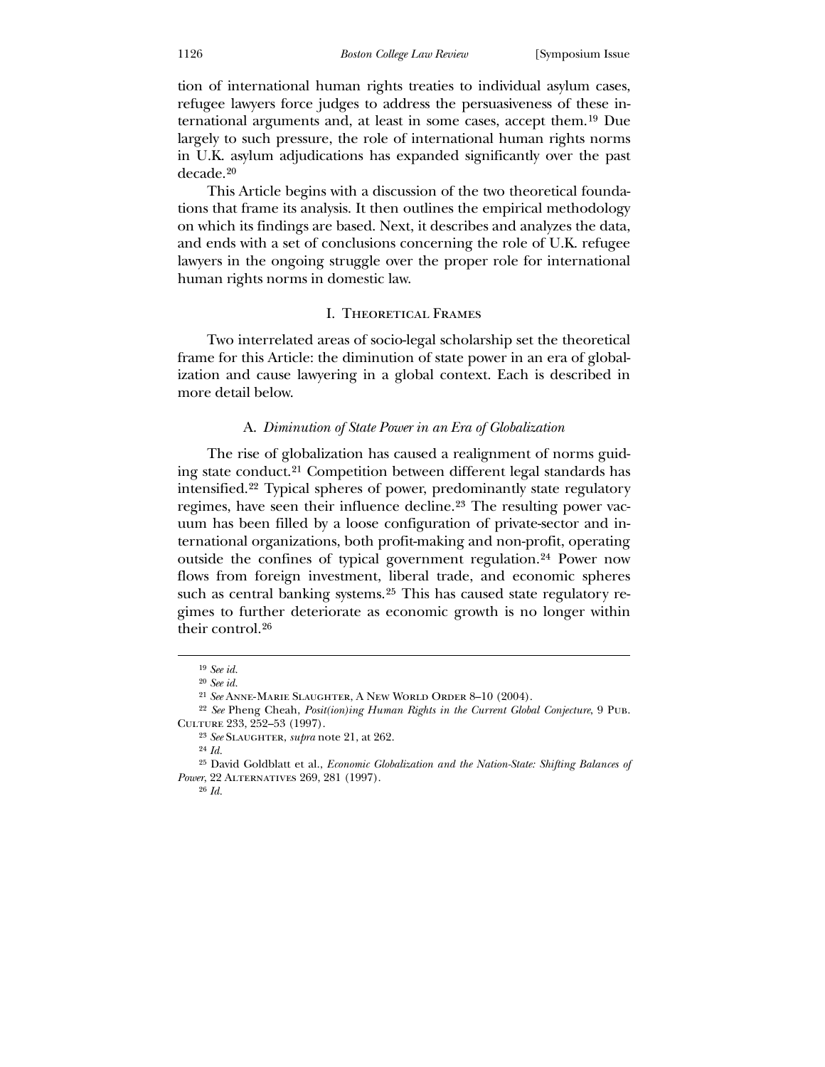tion of international human rights treaties to individual asylum cases, refugee lawyers force judges to address the persuasiveness of these international arguments and, at least in some cases, accept them.[19] Due largely to such pressure, the role of international human rights norms in U.K. asylum adjudications has expanded significantly over the past decade.[20]

This Article begins with a discussion of the two theoretical foundations that frame its analysis. It then outlines the empirical methodology on which its findings are based. Next, it describes and analyzes the data, and ends with a set of conclusions concerning the role of U.K. refugee lawyers in the ongoing struggle over the proper role for international human rights norms in domestic law.

## I. Theoretical Frames

Two interrelated areas of socio-legal scholarship set the theoretical frame for this Article: the diminution of state power in an era of globalization and cause lawyering in a global context. Each is described in more detail below.

### A. *Diminution of State Power in an Era of Globalization*

The rise of globalization has caused a realignment of norms guiding state conduct.[21] Competition between different legal standards has intensified.[22] Typical spheres of power, predominantly state regulatory regimes, have seen their influence decline.[23] The resulting power vacuum has been filled by a loose configuration of private-sector and international organizations, both profit-making and non-profit, operating outside the confines of typical government regulation.[24] Power now flows from foreign investment, liberal trade, and economic spheres such as central banking systems.[25] This has caused state regulatory regimes to further deteriorate as economic growth is no longer within their control.[26]

---

[19] *See id.*

[20] *See id.*

[21] *See* Anne-Marie Slaughter, A New World Order 8–10 (2004).

[22] *See* Pheng Cheah, *Posit(ion)ing Human Rights in the Current Global Conjecture*, 9 Pub. Culture 233, 252–53 (1997).

[23] *See* Slaughter, *supra* note 21, at 262.

[24] *Id.*

[25] David Goldblatt et al., *Economic Globalization and the Nation-State: Shifting Balances of Power*, 22 Alternatives 269, 281 (1997).

[26] *Id.*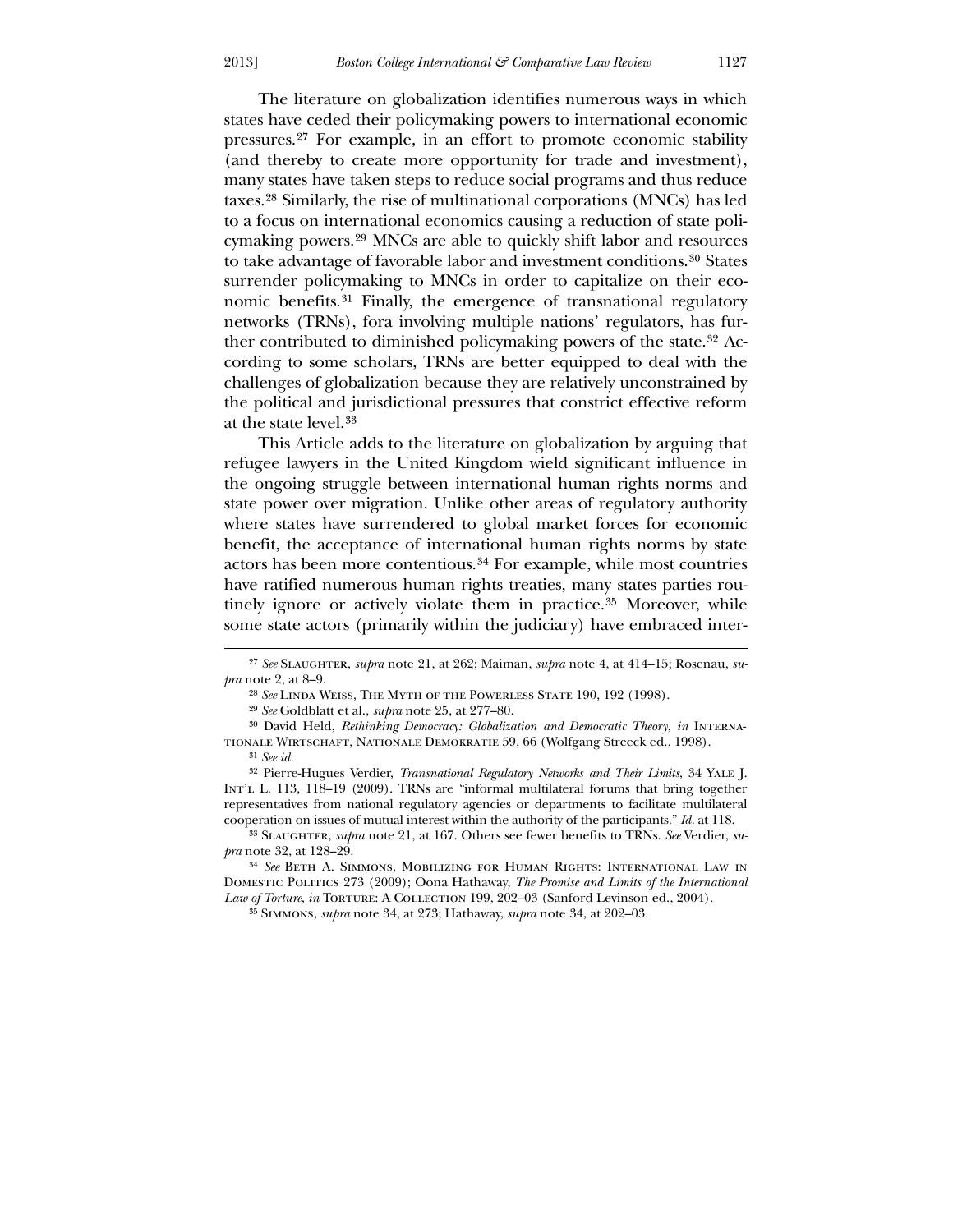The literature on globalization identifies numerous ways in which states have ceded their policymaking powers to international economic pressures.[27] For example, in an effort to promote economic stability (and thereby to create more opportunity for trade and investment), many states have taken steps to reduce social programs and thus reduce taxes.[28] Similarly, the rise of multinational corporations (MNCs) has led to a focus on international economics causing a reduction of state policymaking powers.[29] MNCs are able to quickly shift labor and resources to take advantage of favorable labor and investment conditions.[30] States surrender policymaking to MNCs in order to capitalize on their economic benefits.[31] Finally, the emergence of transnational regulatory networks (TRNs), fora involving multiple nations' regulators, has further contributed to diminished policymaking powers of the state.[32] According to some scholars, TRNs are better equipped to deal with the challenges of globalization because they are relatively unconstrained by the political and jurisdictional pressures that constrict effective reform at the state level.[33]

This Article adds to the literature on globalization by arguing that refugee lawyers in the United Kingdom wield significant influence in the ongoing struggle between international human rights norms and state power over migration. Unlike other areas of regulatory authority where states have surrendered to global market forces for economic benefit, the acceptance of international human rights norms by state actors has been more contentious.[34] For example, while most countries have ratified numerous human rights treaties, many states parties routinely ignore or actively violate them in practice.[35] Moreover, while some state actors (primarily within the judiciary) have embraced inter-

---

[27] *See* Slaughter, *supra* note 21, at 262; Maiman, *supra* note 4, at 414–15; Rosenau, *supra* note 2, at 8–9.

[28] *See* Linda Weiss, The Myth of the Powerless State 190, 192 (1998).

[29] *See* Goldblatt et al., *supra* note 25, at 277–80.

[30] David Held, *Rethinking Democracy: Globalization and Democratic Theory*, *in* Internationale Wirtschaft, Nationale Demokratie 59, 66 (Wolfgang Streeck ed., 1998).

[31] *See id.*

[32] Pierre-Hugues Verdier, *Transnational Regulatory Networks and Their Limits*, 34 Yale J. Int'l L. 113, 118–19 (2009). TRNs are "informal multilateral forums that bring together representatives from national regulatory agencies or departments to facilitate multilateral cooperation on issues of mutual interest within the authority of the participants." *Id.* at 118.

[33] Slaughter, *supra* note 21, at 167. Others see fewer benefits to TRNs. *See* Verdier, *supra* note 32, at 128–29.

[34] *See* Beth A. Simmons, Mobilizing for Human Rights: International Law in Domestic Politics 273 (2009); Oona Hathaway, *The Promise and Limits of the International Law of Torture*, *in* Torture: A Collection 199, 202–03 (Sanford Levinson ed., 2004).

[35] Simmons, *supra* note 34, at 273; Hathaway, *supra* note 34, at 202–03.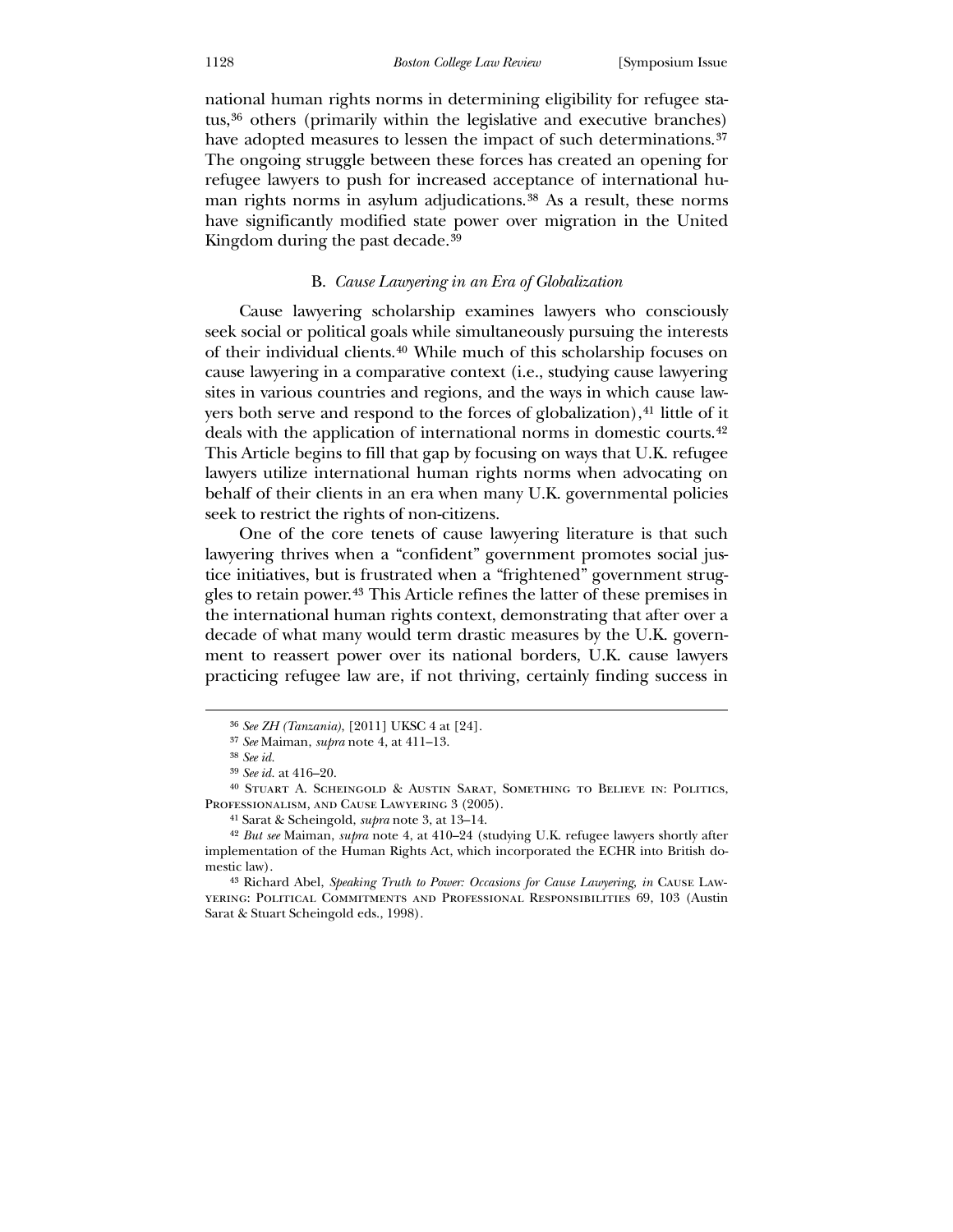national human rights norms in determining eligibility for refugee status,[36] others (primarily within the legislative and executive branches) have adopted measures to lessen the impact of such determinations.[37] The ongoing struggle between these forces has created an opening for refugee lawyers to push for increased acceptance of international human rights norms in asylum adjudications.[38] As a result, these norms have significantly modified state power over migration in the United Kingdom during the past decade.[39]

### B. *Cause Lawyering in an Era of Globalization*

Cause lawyering scholarship examines lawyers who consciously seek social or political goals while simultaneously pursuing the interests of their individual clients.[40] While much of this scholarship focuses on cause lawyering in a comparative context (i.e., studying cause lawyering sites in various countries and regions, and the ways in which cause lawyers both serve and respond to the forces of globalization),[41] little of it deals with the application of international norms in domestic courts.[42] This Article begins to fill that gap by focusing on ways that U.K. refugee lawyers utilize international human rights norms when advocating on behalf of their clients in an era when many U.K. governmental policies seek to restrict the rights of non-citizens.

One of the core tenets of cause lawyering literature is that such lawyering thrives when a "confident" government promotes social justice initiatives, but is frustrated when a "frightened" government struggles to retain power.[43] This Article refines the latter of these premises in the international human rights context, demonstrating that after over a decade of what many would term drastic measures by the U.K. government to reassert power over its national borders, U.K. cause lawyers practicing refugee law are, if not thriving, certainly finding success in

---

[36] *See ZH (Tanzania)*, [2011] UKSC 4 at [24].

[37] *See* Maiman, *supra* note 4, at 411–13.

[38] *See id.*

[39] *See id.* at 416–20.

[40] Stuart A. Scheingold & Austin Sarat, Something to Believe in: Politics, Professionalism, and Cause Lawyering 3 (2005).

[41] Sarat & Scheingold, *supra* note 3, at 13–14.

[42] *But see* Maiman, *supra* note 4, at 410–24 (studying U.K. refugee lawyers shortly after implementation of the Human Rights Act, which incorporated the ECHR into British domestic law).

[43] Richard Abel, *Speaking Truth to Power: Occasions for Cause Lawyering*, *in* Cause Lawyering: Political Commitments and Professional Responsibilities 69, 103 (Austin Sarat & Stuart Scheingold eds., 1998).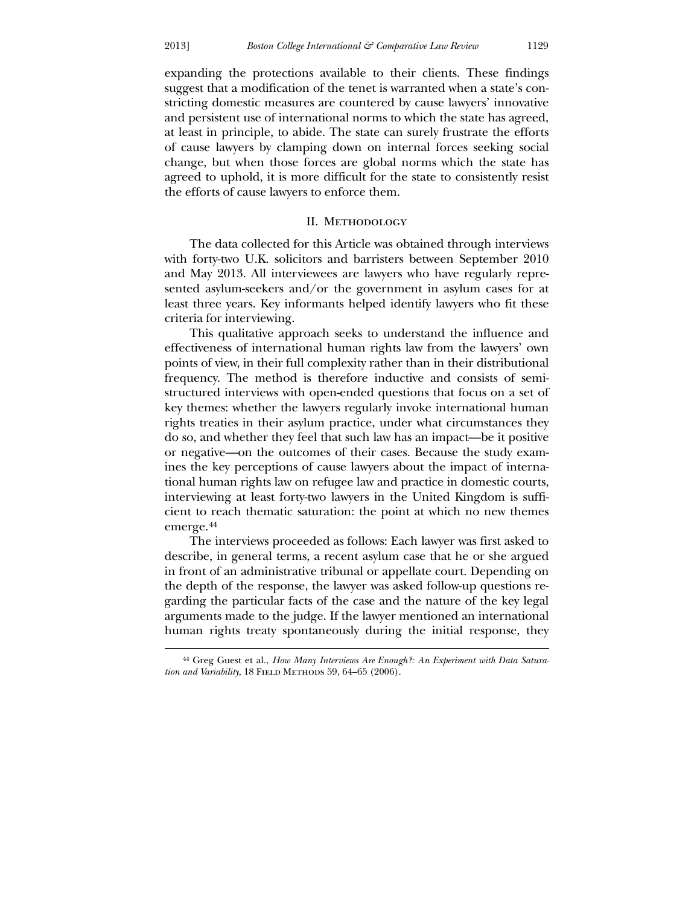expanding the protections available to their clients. These findings suggest that a modification of the tenet is warranted when a state's constricting domestic measures are countered by cause lawyers' innovative and persistent use of international norms to which the state has agreed, at least in principle, to abide. The state can surely frustrate the efforts of cause lawyers by clamping down on internal forces seeking social change, but when those forces are global norms which the state has agreed to uphold, it is more difficult for the state to consistently resist the efforts of cause lawyers to enforce them.

## II. Methodology

The data collected for this Article was obtained through interviews with forty-two U.K. solicitors and barristers between September 2010 and May 2013. All interviewees are lawyers who have regularly represented asylum-seekers and/or the government in asylum cases for at least three years. Key informants helped identify lawyers who fit these criteria for interviewing.

This qualitative approach seeks to understand the influence and effectiveness of international human rights law from the lawyers' own points of view, in their full complexity rather than in their distributional frequency. The method is therefore inductive and consists of semi-structured interviews with open-ended questions that focus on a set of key themes: whether the lawyers regularly invoke international human rights treaties in their asylum practice, under what circumstances they do so, and whether they feel that such law has an impact—be it positive or negative—on the outcomes of their cases. Because the study examines the key perceptions of cause lawyers about the impact of international human rights law on refugee law and practice in domestic courts, interviewing at least forty-two lawyers in the United Kingdom is sufficient to reach thematic saturation: the point at which no new themes emerge.[44]

The interviews proceeded as follows: Each lawyer was first asked to describe, in general terms, a recent asylum case that he or she argued in front of an administrative tribunal or appellate court. Depending on the depth of the response, the lawyer was asked follow-up questions regarding the particular facts of the case and the nature of the key legal arguments made to the judge. If the lawyer mentioned an international human rights treaty spontaneously during the initial response, they

---

[44] Greg Guest et al., *How Many Interviews Are Enough?: An Experiment with Data Saturation and Variability*, 18 Field Methods 59, 64–65 (2006).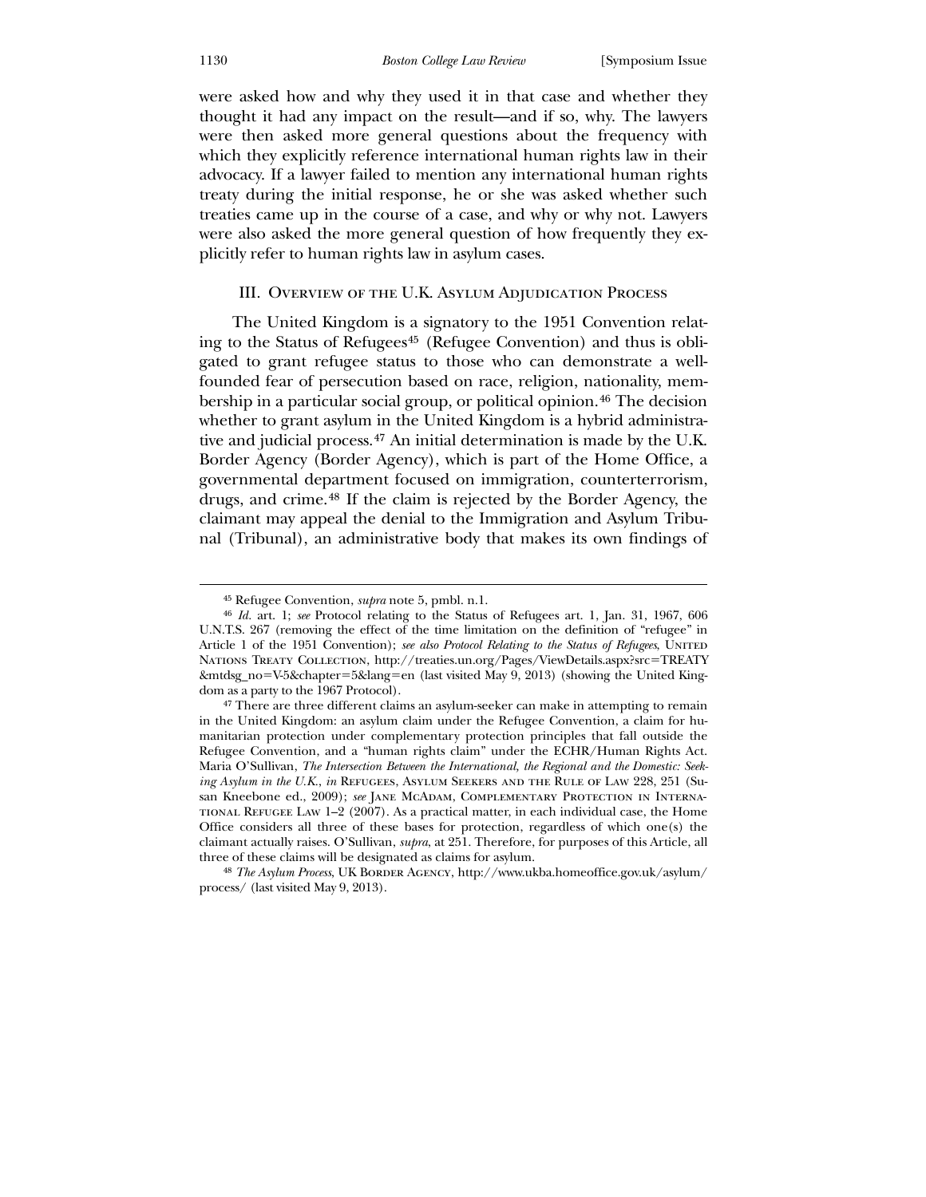were asked how and why they used it in that case and whether they thought it had any impact on the result—and if so, why. The lawyers were then asked more general questions about the frequency with which they explicitly reference international human rights law in their advocacy. If a lawyer failed to mention any international human rights treaty during the initial response, he or she was asked whether such treaties came up in the course of a case, and why or why not. Lawyers were also asked the more general question of how frequently they explicitly refer to human rights law in asylum cases.

## III. Overview of the U.K. Asylum Adjudication Process

The United Kingdom is a signatory to the 1951 Convention relating to the Status of Refugees[45] (Refugee Convention) and thus is obligated to grant refugee status to those who can demonstrate a well-founded fear of persecution based on race, religion, nationality, membership in a particular social group, or political opinion.[46] The decision whether to grant asylum in the United Kingdom is a hybrid administrative and judicial process.[47] An initial determination is made by the U.K. Border Agency (Border Agency), which is part of the Home Office, a governmental department focused on immigration, counterterrorism, drugs, and crime.[48] If the claim is rejected by the Border Agency, the claimant may appeal the denial to the Immigration and Asylum Tribunal (Tribunal), an administrative body that makes its own findings of

---

[45] Refugee Convention, *supra* note 5, pmbl. n.1.

[46] *Id.* art. 1; *see* Protocol relating to the Status of Refugees art. 1, Jan. 31, 1967, 606 U.N.T.S. 267 (removing the effect of the time limitation on the definition of "refugee" in Article 1 of the 1951 Convention); *see also Protocol Relating to the Status of Refugees*, United Nations Treaty Collection, http://treaties.un.org/Pages/ViewDetails.aspx?src=TREATY&mtdsg_no=V-5&chapter=5&lang=en (last visited May 9, 2013) (showing the United Kingdom as a party to the 1967 Protocol).

[47] There are three different claims an asylum-seeker can make in attempting to remain in the United Kingdom: an asylum claim under the Refugee Convention, a claim for humanitarian protection under complementary protection principles that fall outside the Refugee Convention, and a "human rights claim" under the ECHR/Human Rights Act. Maria O'Sullivan, *The Intersection Between the International, the Regional and the Domestic: Seeking Asylum in the U.K.*, *in* Refugees, Asylum Seekers and the Rule of Law 228, 251 (Susan Kneebone ed., 2009); *see* Jane McAdam, Complementary Protection in International Refugee Law 1–2 (2007). As a practical matter, in each individual case, the Home Office considers all three of these bases for protection, regardless of which one(s) the claimant actually raises. O'Sullivan, *supra*, at 251. Therefore, for purposes of this Article, all three of these claims will be designated as claims for asylum.

[48] *The Asylum Process*, UK Border Agency, http://www.ukba.homeoffice.gov.uk/asylum/process/ (last visited May 9, 2013).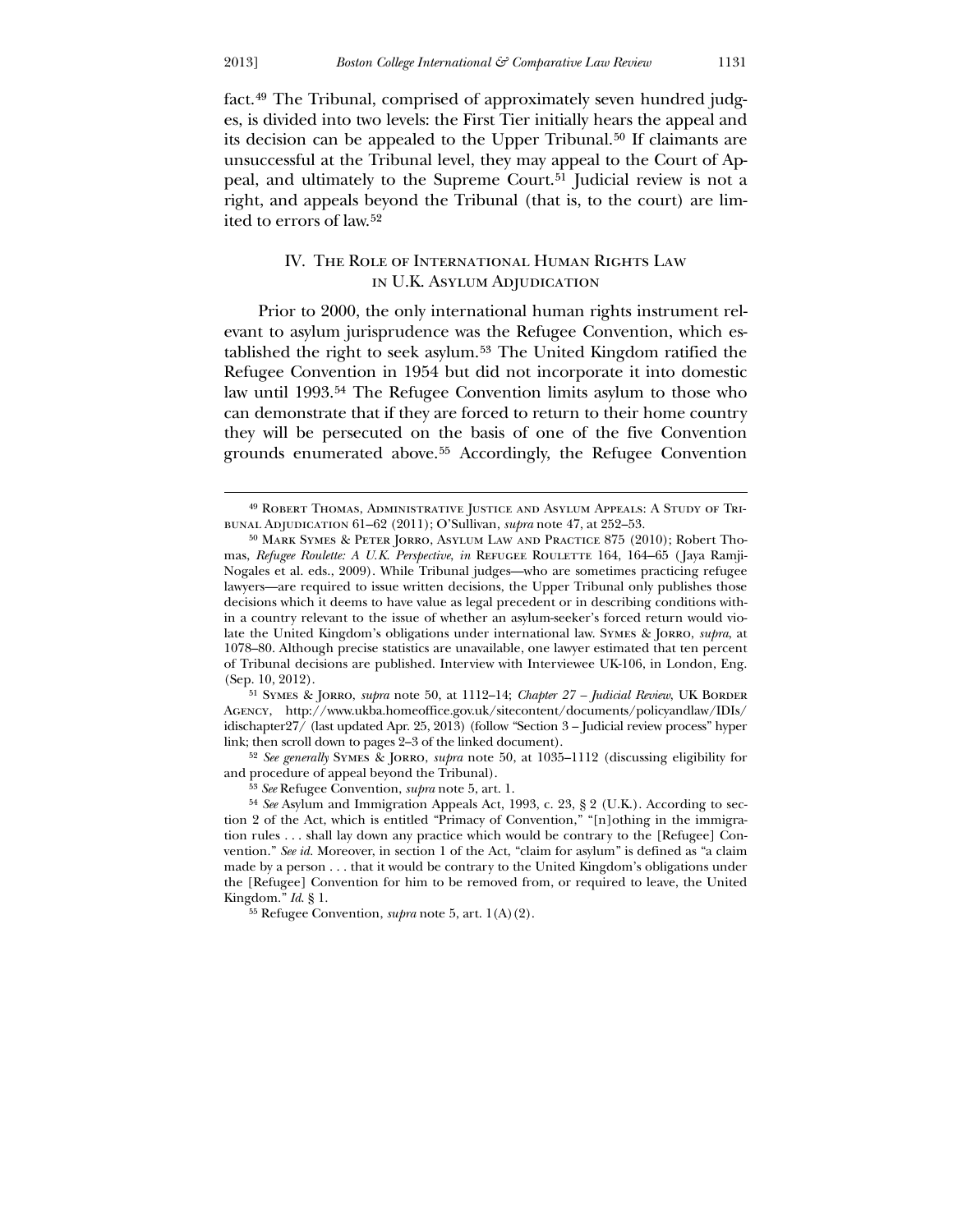fact.[49] The Tribunal, comprised of approximately seven hundred judges, is divided into two levels: the First Tier initially hears the appeal and its decision can be appealed to the Upper Tribunal.[50] If claimants are unsuccessful at the Tribunal level, they may appeal to the Court of Appeal, and ultimately to the Supreme Court.[51] Judicial review is not a right, and appeals beyond the Tribunal (that is, to the court) are limited to errors of law.[52]

## IV. The Role of International Human Rights Law in U.K. Asylum Adjudication

Prior to 2000, the only international human rights instrument relevant to asylum jurisprudence was the Refugee Convention, which established the right to seek asylum.[53] The United Kingdom ratified the Refugee Convention in 1954 but did not incorporate it into domestic law until 1993.[54] The Refugee Convention limits asylum to those who can demonstrate that if they are forced to return to their home country they will be persecuted on the basis of one of the five Convention grounds enumerated above.[55] Accordingly, the Refugee Convention

---

[49] Robert Thomas, Administrative Justice and Asylum Appeals: A Study of Tribunal Adjudication 61–62 (2011); O'Sullivan, *supra* note 47, at 252–53.

[50] Mark Symes & Peter Jorro, Asylum Law and Practice 875 (2010); Robert Thomas, *Refugee Roulette: A U.K. Perspective*, *in* Refugee Roulette 164, 164–65 (Jaya Ramji-Nogales et al. eds., 2009). While Tribunal judges—who are sometimes practicing refugee lawyers—are required to issue written decisions, the Upper Tribunal only publishes those decisions which it deems to have value as legal precedent or in describing conditions within a country relevant to the issue of whether an asylum-seeker's forced return would violate the United Kingdom's obligations under international law. Symes & Jorro, *supra*, at 1078–80. Although precise statistics are unavailable, one lawyer estimated that ten percent of Tribunal decisions are published. Interview with Interviewee UK-106, in London, Eng. (Sep. 10, 2012).

[51] Symes & Jorro, *supra* note 50, at 1112–14; *Chapter 27 – Judicial Review*, UK Border Agency, http://www.ukba.homeoffice.gov.uk/sitecontent/documents/policyandlaw/IDIs/idischapter27/ (last updated Apr. 25, 2013) (follow "Section 3 – Judicial review process" hyper link; then scroll down to pages 2–3 of the linked document).

[52] *See generally* Symes & Jorro, *supra* note 50, at 1035–1112 (discussing eligibility for and procedure of appeal beyond the Tribunal).

[53] *See* Refugee Convention, *supra* note 5, art. 1.

[54] *See* Asylum and Immigration Appeals Act, 1993, c. 23, § 2 (U.K.). According to section 2 of the Act, which is entitled "Primacy of Convention," "[n]othing in the immigration rules . . . shall lay down any practice which would be contrary to the [Refugee] Convention." *See id.* Moreover, in section 1 of the Act, "claim for asylum" is defined as "a claim made by a person . . . that it would be contrary to the United Kingdom's obligations under the [Refugee] Convention for him to be removed from, or required to leave, the United Kingdom." *Id.* § 1.

[55] Refugee Convention, *supra* note 5, art. 1(A)(2).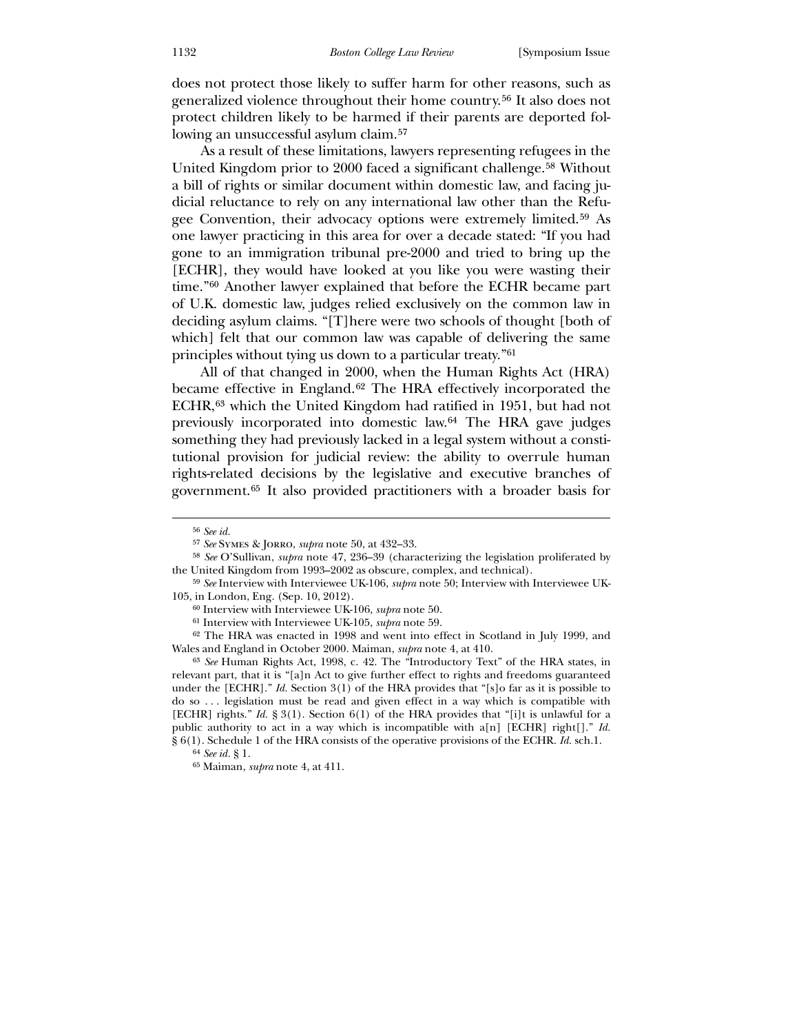does not protect those likely to suffer harm for other reasons, such as generalized violence throughout their home country.[56] It also does not protect children likely to be harmed if their parents are deported following an unsuccessful asylum claim.[57]

As a result of these limitations, lawyers representing refugees in the United Kingdom prior to 2000 faced a significant challenge.[58] Without a bill of rights or similar document within domestic law, and facing judicial reluctance to rely on any international law other than the Refugee Convention, their advocacy options were extremely limited.[59] As one lawyer practicing in this area for over a decade stated: "If you had gone to an immigration tribunal pre-2000 and tried to bring up the [ECHR], they would have looked at you like you were wasting their time."[60] Another lawyer explained that before the ECHR became part of U.K. domestic law, judges relied exclusively on the common law in deciding asylum claims. "[T]here were two schools of thought [both of which] felt that our common law was capable of delivering the same principles without tying us down to a particular treaty."[61]

All of that changed in 2000, when the Human Rights Act (HRA) became effective in England.[62] The HRA effectively incorporated the ECHR,[63] which the United Kingdom had ratified in 1951, but had not previously incorporated into domestic law.[64] The HRA gave judges something they had previously lacked in a legal system without a constitutional provision for judicial review: the ability to overrule human rights-related decisions by the legislative and executive branches of government.[65] It also provided practitioners with a broader basis for

---

[56] *See id.*

[57] *See* Symes & Jorro, *supra* note 50, at 432–33.

[58] *See* O'Sullivan, *supra* note 47, 236–39 (characterizing the legislation proliferated by the United Kingdom from 1993–2002 as obscure, complex, and technical).

[59] *See* Interview with Interviewee UK-106, *supra* note 50; Interview with Interviewee UK-105, in London, Eng. (Sep. 10, 2012).

[60] Interview with Interviewee UK-106, *supra* note 50.

[61] Interview with Interviewee UK-105, *supra* note 59.

[62] The HRA was enacted in 1998 and went into effect in Scotland in July 1999, and Wales and England in October 2000. Maiman, *supra* note 4, at 410.

[63] *See* Human Rights Act, 1998, c. 42. The "Introductory Text" of the HRA states, in relevant part, that it is "[a]n Act to give further effect to rights and freedoms guaranteed under the [ECHR]." *Id.* Section 3(1) of the HRA provides that "[s]o far as it is possible to do so . . . legislation must be read and given effect in a way which is compatible with [ECHR] rights." *Id.* § 3(1). Section 6(1) of the HRA provides that "[i]t is unlawful for a public authority to act in a way which is incompatible with a[n] [ECHR] right[]." *Id.* § 6(1). Schedule 1 of the HRA consists of the operative provisions of the ECHR. *Id.* sch.1.

[64] *See id.* § 1.

[65] Maiman, *supra* note 4, at 411.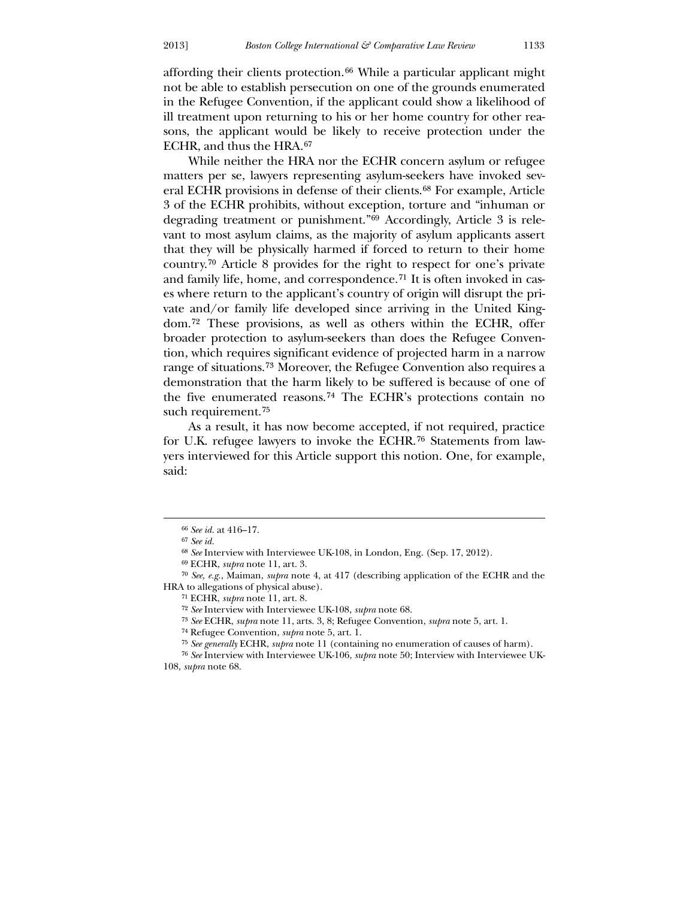affording their clients protection.[66] While a particular applicant might not be able to establish persecution on one of the grounds enumerated in the Refugee Convention, if the applicant could show a likelihood of ill treatment upon returning to his or her home country for other reasons, the applicant would be likely to receive protection under the ECHR, and thus the HRA.[67]

While neither the HRA nor the ECHR concern asylum or refugee matters per se, lawyers representing asylum-seekers have invoked several ECHR provisions in defense of their clients.[68] For example, Article 3 of the ECHR prohibits, without exception, torture and "inhuman or degrading treatment or punishment."[69] Accordingly, Article 3 is relevant to most asylum claims, as the majority of asylum applicants assert that they will be physically harmed if forced to return to their home country.[70] Article 8 provides for the right to respect for one's private and family life, home, and correspondence.[71] It is often invoked in cases where return to the applicant's country of origin will disrupt the private and/or family life developed since arriving in the United Kingdom.[72] These provisions, as well as others within the ECHR, offer broader protection to asylum-seekers than does the Refugee Convention, which requires significant evidence of projected harm in a narrow range of situations.[73] Moreover, the Refugee Convention also requires a demonstration that the harm likely to be suffered is because of one of the five enumerated reasons.[74] The ECHR's protections contain no such requirement.[75]

As a result, it has now become accepted, if not required, practice for U.K. refugee lawyers to invoke the ECHR.[76] Statements from lawyers interviewed for this Article support this notion. One, for example, said:

---

[66] *See id.* at 416–17.

[67] *See id.*

[68] *See* Interview with Interviewee UK-108, in London, Eng. (Sep. 17, 2012).

[69] ECHR, *supra* note 11, art. 3.

[70] *See, e.g.*, Maiman, *supra* note 4, at 417 (describing application of the ECHR and the HRA to allegations of physical abuse).

[71] ECHR, *supra* note 11, art. 8.

[72] *See* Interview with Interviewee UK-108, *supra* note 68.

[73] *See* ECHR, *supra* note 11, arts. 3, 8; Refugee Convention, *supra* note 5, art. 1.

[74] Refugee Convention, *supra* note 5, art. 1.

[75] *See generally* ECHR, *supra* note 11 (containing no enumeration of causes of harm).

[76] *See* Interview with Interviewee UK-106, *supra* note 50; Interview with Interviewee UK-108, *supra* note 68.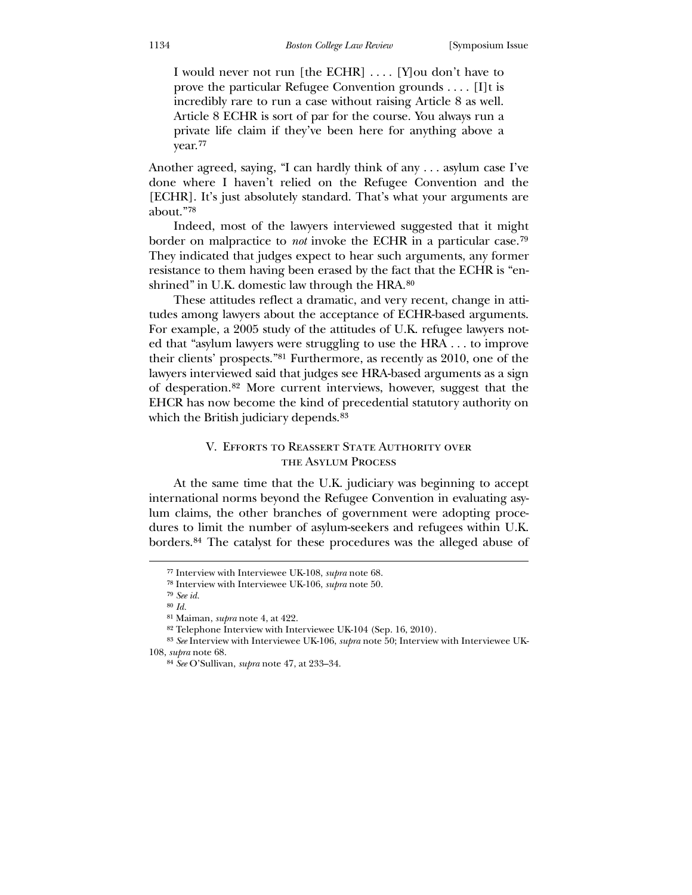> I would never not run [the ECHR] . . . . [Y]ou don't have to prove the particular Refugee Convention grounds . . . . [I]t is incredibly rare to run a case without raising Article 8 as well. Article 8 ECHR is sort of par for the course. You always run a private life claim if they've been here for anything above a year.[77]

Another agreed, saying, "I can hardly think of any . . . asylum case I've done where I haven't relied on the Refugee Convention and the [ECHR]. It's just absolutely standard. That's what your arguments are about."[78]

Indeed, most of the lawyers interviewed suggested that it might border on malpractice to *not* invoke the ECHR in a particular case.[79] They indicated that judges expect to hear such arguments, any former resistance to them having been erased by the fact that the ECHR is "enshrined" in U.K. domestic law through the HRA.[80]

These attitudes reflect a dramatic, and very recent, change in attitudes among lawyers about the acceptance of ECHR-based arguments. For example, a 2005 study of the attitudes of U.K. refugee lawyers noted that "asylum lawyers were struggling to use the HRA . . . to improve their clients' prospects."[81] Furthermore, as recently as 2010, one of the lawyers interviewed said that judges see HRA-based arguments as a sign of desperation.[82] More current interviews, however, suggest that the EHCR has now become the kind of precedential statutory authority on which the British judiciary depends.[83]

## V. Efforts to Reassert State Authority over the Asylum Process

At the same time that the U.K. judiciary was beginning to accept international norms beyond the Refugee Convention in evaluating asylum claims, the other branches of government were adopting procedures to limit the number of asylum-seekers and refugees within U.K. borders.[84] The catalyst for these procedures was the alleged abuse of

---

[77] Interview with Interviewee UK-108, *supra* note 68.

[78] Interview with Interviewee UK-106, *supra* note 50.

[79] *See id.*

[80] *Id.*

[81] Maiman, *supra* note 4, at 422.

[82] Telephone Interview with Interviewee UK-104 (Sep. 16, 2010).

[83] *See* Interview with Interviewee UK-106, *supra* note 50; Interview with Interviewee UK-108, *supra* note 68.

[84] *See* O'Sullivan, *supra* note 47, at 233–34.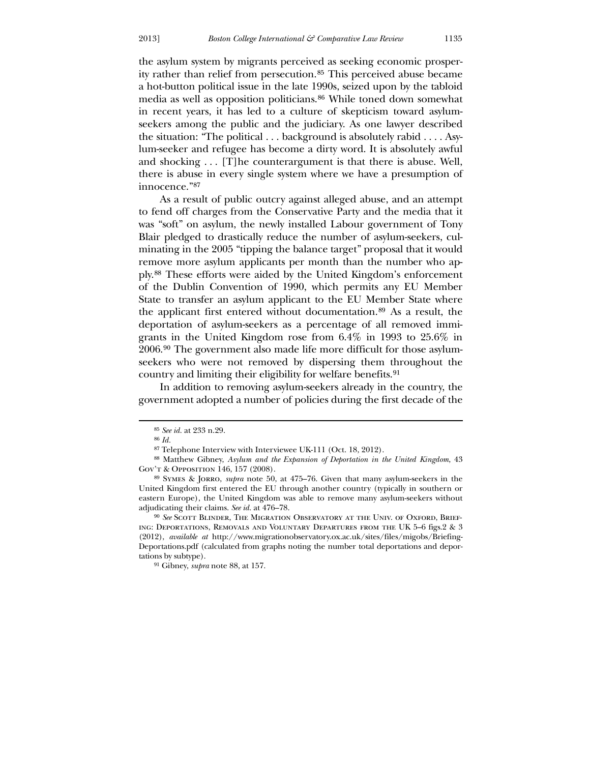the asylum system by migrants perceived as seeking economic prosperity rather than relief from persecution.[85] This perceived abuse became a hot-button political issue in the late 1990s, seized upon by the tabloid media as well as opposition politicians.[86] While toned down somewhat in recent years, it has led to a culture of skepticism toward asylum-seekers among the public and the judiciary. As one lawyer described the situation: "The political . . . background is absolutely rabid . . . . Asylum-seeker and refugee has become a dirty word. It is absolutely awful and shocking . . . [T]he counterargument is that there is abuse. Well, there is abuse in every single system where we have a presumption of innocence."[87]

As a result of public outcry against alleged abuse, and an attempt to fend off charges from the Conservative Party and the media that it was "soft" on asylum, the newly installed Labour government of Tony Blair pledged to drastically reduce the number of asylum-seekers, culminating in the 2005 "tipping the balance target" proposal that it would remove more asylum applicants per month than the number who apply.[88] These efforts were aided by the United Kingdom's enforcement of the Dublin Convention of 1990, which permits any EU Member State to transfer an asylum applicant to the EU Member State where the applicant first entered without documentation.[89] As a result, the deportation of asylum-seekers as a percentage of all removed immigrants in the United Kingdom rose from 6.4% in 1993 to 25.6% in 2006.[90] The government also made life more difficult for those asylum-seekers who were not removed by dispersing them throughout the country and limiting their eligibility for welfare benefits.[91]

In addition to removing asylum-seekers already in the country, the government adopted a number of policies during the first decade of the

---

[85] *See id.* at 233 n.29.

[86] *Id.*

[87] Telephone Interview with Interviewee UK-111 (Oct. 18, 2012).

[88] Matthew Gibney, *Asylum and the Expansion of Deportation in the United Kingdom*, 43 Gov't & Opposition 146, 157 (2008).

[89] Symes & Jorro, *supra* note 50, at 475–76. Given that many asylum-seekers in the United Kingdom first entered the EU through another country (typically in southern or eastern Europe), the United Kingdom was able to remove many asylum-seekers without adjudicating their claims. *See id.* at 476–78.

[90] *See* Scott Blinder, The Migration Observatory at the Univ. of Oxford, Briefing: Deportations, Removals and Voluntary Departures from the UK 5–6 figs.2 & 3 (2012), *available at* http://www.migrationobservatory.ox.ac.uk/sites/files/migobs/Briefing-Deportations.pdf (calculated from graphs noting the number total deportations and deportations by subtype).

[91] Gibney, *supra* note 88, at 157.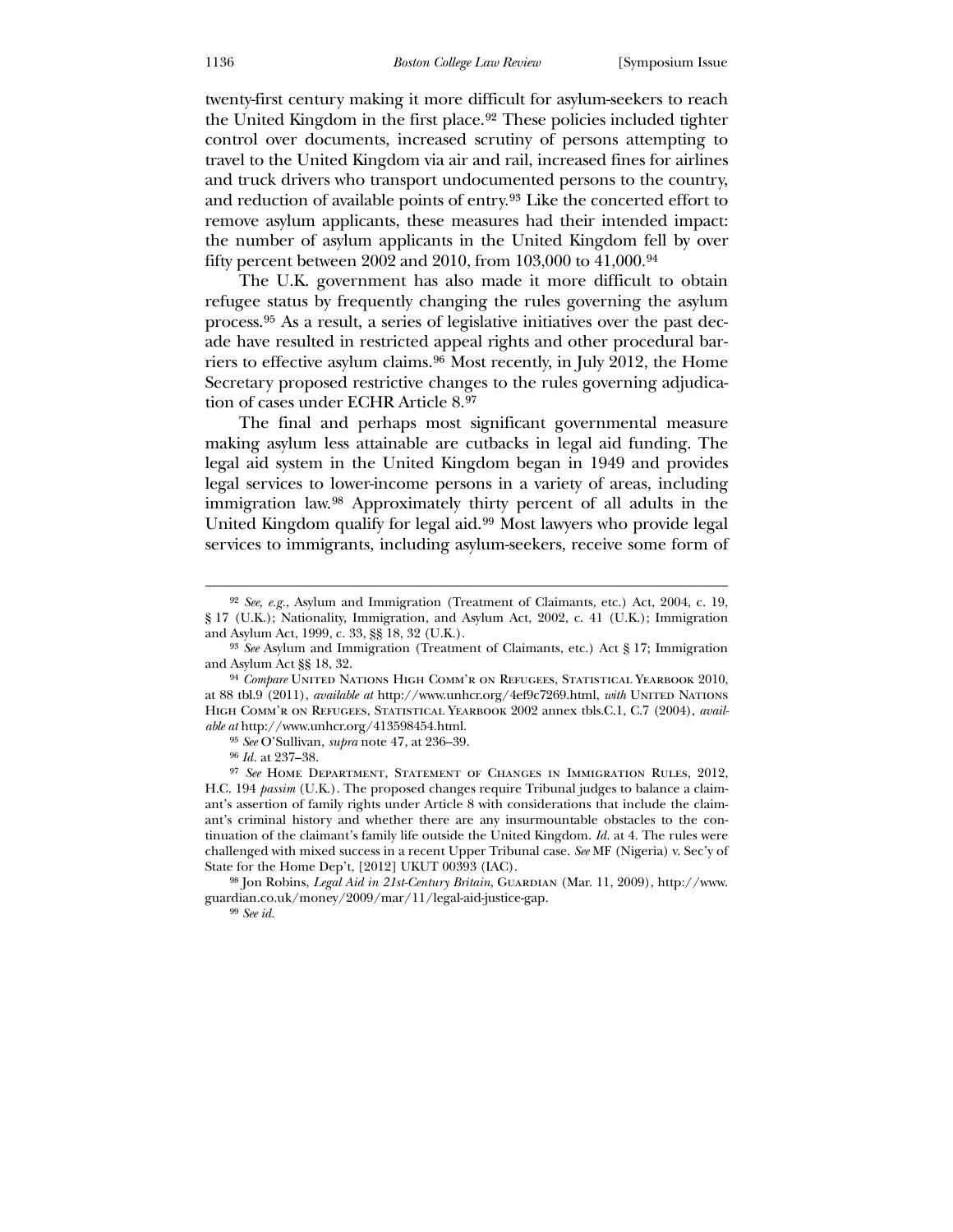twenty-first century making it more difficult for asylum-seekers to reach the United Kingdom in the first place.[92] These policies included tighter control over documents, increased scrutiny of persons attempting to travel to the United Kingdom via air and rail, increased fines for airlines and truck drivers who transport undocumented persons to the country, and reduction of available points of entry.[93] Like the concerted effort to remove asylum applicants, these measures had their intended impact: the number of asylum applicants in the United Kingdom fell by over fifty percent between 2002 and 2010, from 103,000 to 41,000.[94]

The U.K. government has also made it more difficult to obtain refugee status by frequently changing the rules governing the asylum process.[95] As a result, a series of legislative initiatives over the past decade have resulted in restricted appeal rights and other procedural barriers to effective asylum claims.[96] Most recently, in July 2012, the Home Secretary proposed restrictive changes to the rules governing adjudication of cases under ECHR Article 8.[97]

The final and perhaps most significant governmental measure making asylum less attainable are cutbacks in legal aid funding. The legal aid system in the United Kingdom began in 1949 and provides legal services to lower-income persons in a variety of areas, including immigration law.[98] Approximately thirty percent of all adults in the United Kingdom qualify for legal aid.[99] Most lawyers who provide legal services to immigrants, including asylum-seekers, receive some form of

---

[92] *See, e.g.*, Asylum and Immigration (Treatment of Claimants, etc.) Act, 2004, c. 19, § 17 (U.K.); Nationality, Immigration, and Asylum Act, 2002, c. 41 (U.K.); Immigration and Asylum Act, 1999, c. 33, §§ 18, 32 (U.K.).

[93] *See* Asylum and Immigration (Treatment of Claimants, etc.) Act § 17; Immigration and Asylum Act §§ 18, 32.

[94] *Compare* United Nations High Comm'r on Refugees, Statistical Yearbook 2010, at 88 tbl.9 (2011), *available at* http://www.unhcr.org/4ef9c7269.html, *with* United Nations High Comm'r on Refugees, Statistical Yearbook 2002 annex tbls.C.1, C.7 (2004), *available at* http://www.unhcr.org/413598454.html.

[95] *See* O'Sullivan, *supra* note 47, at 236–39.

[96] *Id.* at 237–38.

[97] *See* Home Department, Statement of Changes in Immigration Rules, 2012, H.C. 194 *passim* (U.K.). The proposed changes require Tribunal judges to balance a claimant's assertion of family rights under Article 8 with considerations that include the claimant's criminal history and whether there are any insurmountable obstacles to the continuation of the claimant's family life outside the United Kingdom. *Id.* at 4. The rules were challenged with mixed success in a recent Upper Tribunal case. *See* MF (Nigeria) v. Sec'y of State for the Home Dep't, [2012] UKUT 00393 (IAC).

[98] Jon Robins, *Legal Aid in 21st-Century Britain*, Guardian (Mar. 11, 2009), http://www.guardian.co.uk/money/2009/mar/11/legal-aid-justice-gap.

[99] *See id.*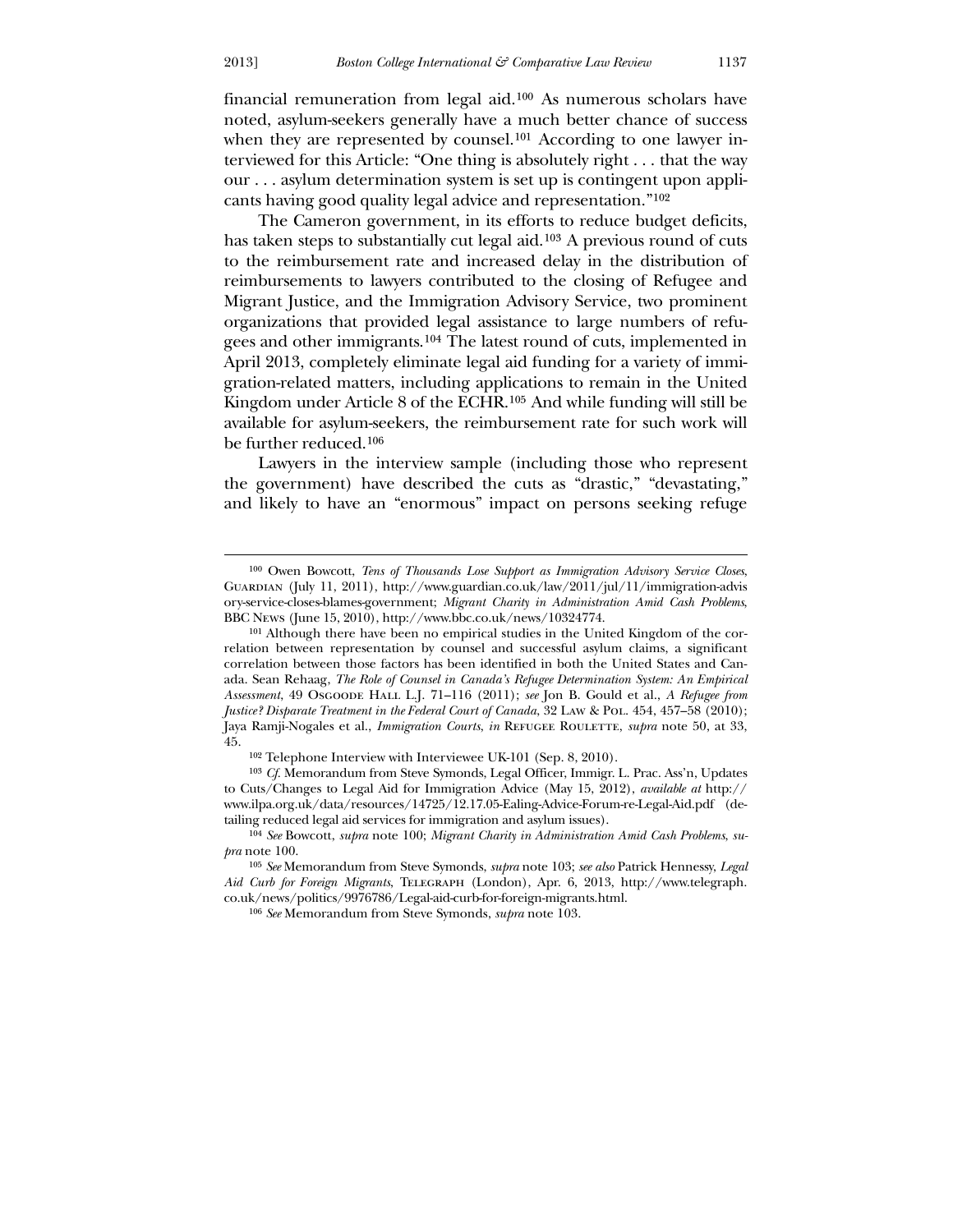financial remuneration from legal aid.[100] As numerous scholars have noted, asylum-seekers generally have a much better chance of success when they are represented by counsel.[101] According to one lawyer interviewed for this Article: "One thing is absolutely right . . . that the way our . . . asylum determination system is set up is contingent upon applicants having good quality legal advice and representation."[102]

The Cameron government, in its efforts to reduce budget deficits, has taken steps to substantially cut legal aid.[103] A previous round of cuts to the reimbursement rate and increased delay in the distribution of reimbursements to lawyers contributed to the closing of Refugee and Migrant Justice, and the Immigration Advisory Service, two prominent organizations that provided legal assistance to large numbers of refugees and other immigrants.[104] The latest round of cuts, implemented in April 2013, completely eliminate legal aid funding for a variety of immigration-related matters, including applications to remain in the United Kingdom under Article 8 of the ECHR.[105] And while funding will still be available for asylum-seekers, the reimbursement rate for such work will be further reduced.[106]

Lawyers in the interview sample (including those who represent the government) have described the cuts as "drastic," "devastating," and likely to have an "enormous" impact on persons seeking refuge

---

[100] Owen Bowcott, *Tens of Thousands Lose Support as Immigration Advisory Service Closes*, Guardian (July 11, 2011), http://www.guardian.co.uk/law/2011/jul/11/immigration-advisory-service-closes-blames-government; *Migrant Charity in Administration Amid Cash Problems*, BBC News (June 15, 2010), http://www.bbc.co.uk/news/10324774.

[101] Although there have been no empirical studies in the United Kingdom of the correlation between representation by counsel and successful asylum claims, a significant correlation between those factors has been identified in both the United States and Canada. Sean Rehaag, *The Role of Counsel in Canada's Refugee Determination System: An Empirical Assessment*, 49 Osgoode Hall L.J. 71–116 (2011); *see* Jon B. Gould et al., *A Refugee from Justice? Disparate Treatment in the Federal Court of Canada*, 32 Law & Pol. 454, 457–58 (2010); Jaya Ramji-Nogales et al., *Immigration Courts*, *in* Refugee Roulette, *supra* note 50, at 33, 45.

[102] Telephone Interview with Interviewee UK-101 (Sep. 8, 2010).

[103] *Cf.* Memorandum from Steve Symonds, Legal Officer, Immigr. L. Prac. Ass'n, Updates to Cuts/Changes to Legal Aid for Immigration Advice (May 15, 2012), *available at* http://www.ilpa.org.uk/data/resources/14725/12.17.05-Ealing-Advice-Forum-re-Legal-Aid.pdf (detailing reduced legal aid services for immigration and asylum issues).

[104] *See* Bowcott, *supra* note 100; *Migrant Charity in Administration Amid Cash Problems*, *supra* note 100.

[105] *See* Memorandum from Steve Symonds, *supra* note 103; *see also* Patrick Hennessy, *Legal Aid Curb for Foreign Migrants*, Telegraph (London), Apr. 6, 2013, http://www.telegraph.co.uk/news/politics/9976786/Legal-aid-curb-for-foreign-migrants.html.

[106] *See* Memorandum from Steve Symonds, *supra* note 103.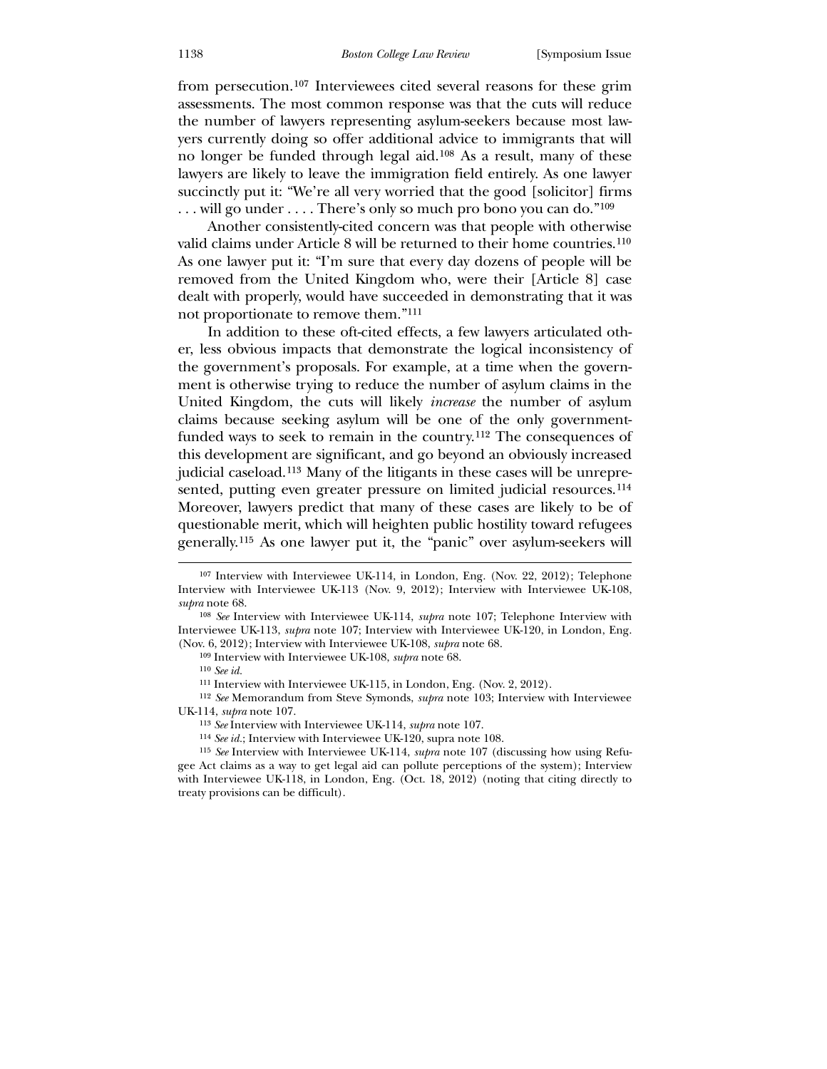from persecution.[107] Interviewees cited several reasons for these grim assessments. The most common response was that the cuts will reduce the number of lawyers representing asylum-seekers because most lawyers currently doing so offer additional advice to immigrants that will no longer be funded through legal aid.[108] As a result, many of these lawyers are likely to leave the immigration field entirely. As one lawyer succinctly put it: "We're all very worried that the good [solicitor] firms . . . will go under . . . . There's only so much pro bono you can do."[109]

Another consistently-cited concern was that people with otherwise valid claims under Article 8 will be returned to their home countries.[110] As one lawyer put it: "I'm sure that every day dozens of people will be removed from the United Kingdom who, were their [Article 8] case dealt with properly, would have succeeded in demonstrating that it was not proportionate to remove them."[111]

In addition to these oft-cited effects, a few lawyers articulated other, less obvious impacts that demonstrate the logical inconsistency of the government's proposals. For example, at a time when the government is otherwise trying to reduce the number of asylum claims in the United Kingdom, the cuts will likely *increase* the number of asylum claims because seeking asylum will be one of the only government-funded ways to seek to remain in the country.[112] The consequences of this development are significant, and go beyond an obviously increased judicial caseload.[113] Many of the litigants in these cases will be unrepresented, putting even greater pressure on limited judicial resources.[114] Moreover, lawyers predict that many of these cases are likely to be of questionable merit, which will heighten public hostility toward refugees generally.[115] As one lawyer put it, the "panic" over asylum-seekers will

---

[107] Interview with Interviewee UK-114, in London, Eng. (Nov. 22, 2012); Telephone Interview with Interviewee UK-113 (Nov. 9, 2012); Interview with Interviewee UK-108, *supra* note 68.

[108] *See* Interview with Interviewee UK-114, *supra* note 107; Telephone Interview with Interviewee UK-113, *supra* note 107; Interview with Interviewee UK-120, in London, Eng. (Nov. 6, 2012); Interview with Interviewee UK-108, *supra* note 68.

[109] Interview with Interviewee UK-108, *supra* note 68.

[110] *See id.*

[111] Interview with Interviewee UK-115, in London, Eng. (Nov. 2, 2012).

[112] *See* Memorandum from Steve Symonds, *supra* note 103; Interview with Interviewee UK-114, *supra* note 107.

[113] *See* Interview with Interviewee UK-114, *supra* note 107.

[114] *See id.*; Interview with Interviewee UK-120, supra note 108.

[115] *See* Interview with Interviewee UK-114, *supra* note 107 (discussing how using Refugee Act claims as a way to get legal aid can pollute perceptions of the system); Interview with Interviewee UK-118, in London, Eng. (Oct. 18, 2012) (noting that citing directly to treaty provisions can be difficult).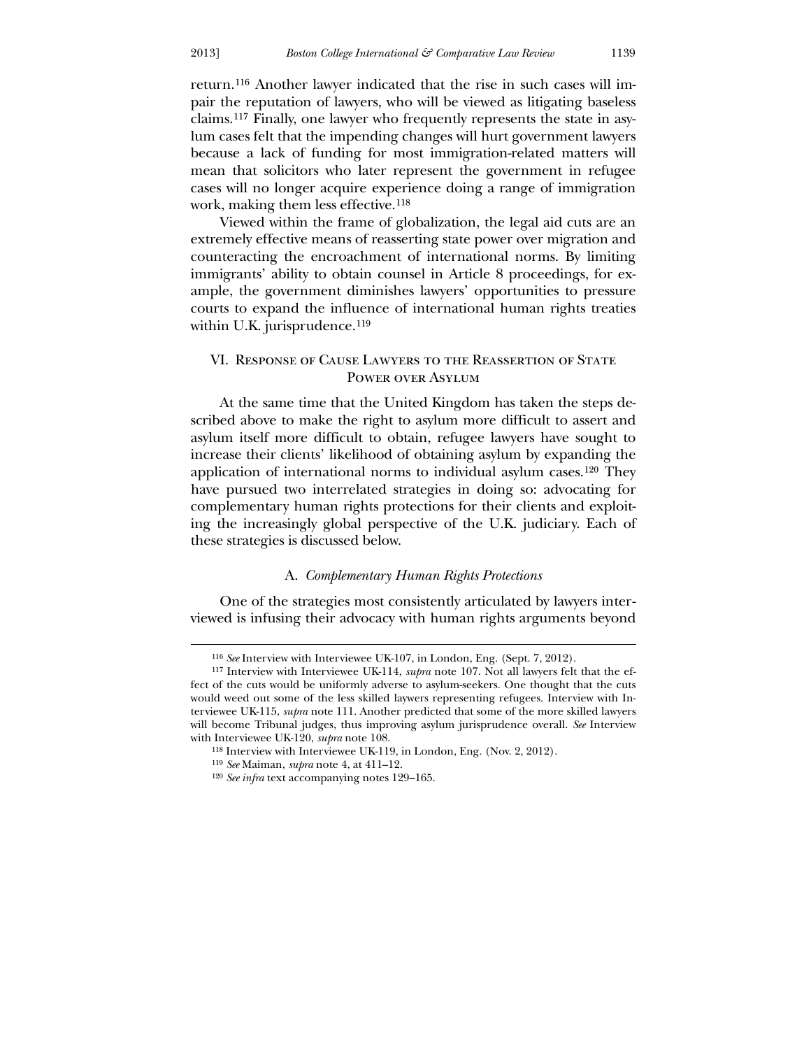return.[116] Another lawyer indicated that the rise in such cases will impair the reputation of lawyers, who will be viewed as litigating baseless claims.[117] Finally, one lawyer who frequently represents the state in asylum cases felt that the impending changes will hurt government lawyers because a lack of funding for most immigration-related matters will mean that solicitors who later represent the government in refugee cases will no longer acquire experience doing a range of immigration work, making them less effective.[118]

Viewed within the frame of globalization, the legal aid cuts are an extremely effective means of reasserting state power over migration and counteracting the encroachment of international norms. By limiting immigrants' ability to obtain counsel in Article 8 proceedings, for example, the government diminishes lawyers' opportunities to pressure courts to expand the influence of international human rights treaties within U.K. jurisprudence.[119]

## VI. Response of Cause Lawyers to the Reassertion of State Power over Asylum

At the same time that the United Kingdom has taken the steps described above to make the right to asylum more difficult to assert and asylum itself more difficult to obtain, refugee lawyers have sought to increase their clients' likelihood of obtaining asylum by expanding the application of international norms to individual asylum cases.[120] They have pursued two interrelated strategies in doing so: advocating for complementary human rights protections for their clients and exploiting the increasingly global perspective of the U.K. judiciary. Each of these strategies is discussed below.

### A. *Complementary Human Rights Protections*

One of the strategies most consistently articulated by lawyers interviewed is infusing their advocacy with human rights arguments beyond

---

[116] *See* Interview with Interviewee UK-107, in London, Eng. (Sept. 7, 2012).

[117] Interview with Interviewee UK-114, *supra* note 107. Not all lawyers felt that the effect of the cuts would be uniformly adverse to asylum-seekers. One thought that the cuts would weed out some of the less skilled laywers representing refugees. Interview with Interviewee UK-115, *supra* note 111. Another predicted that some of the more skilled lawyers will become Tribunal judges, thus improving asylum jurisprudence overall. *See* Interview with Interviewee UK-120, *supra* note 108.

[118] Interview with Interviewee UK-119, in London, Eng. (Nov. 2, 2012).

[119] *See* Maiman, *supra* note 4, at 411–12.

[120] *See infra* text accompanying notes 129–165.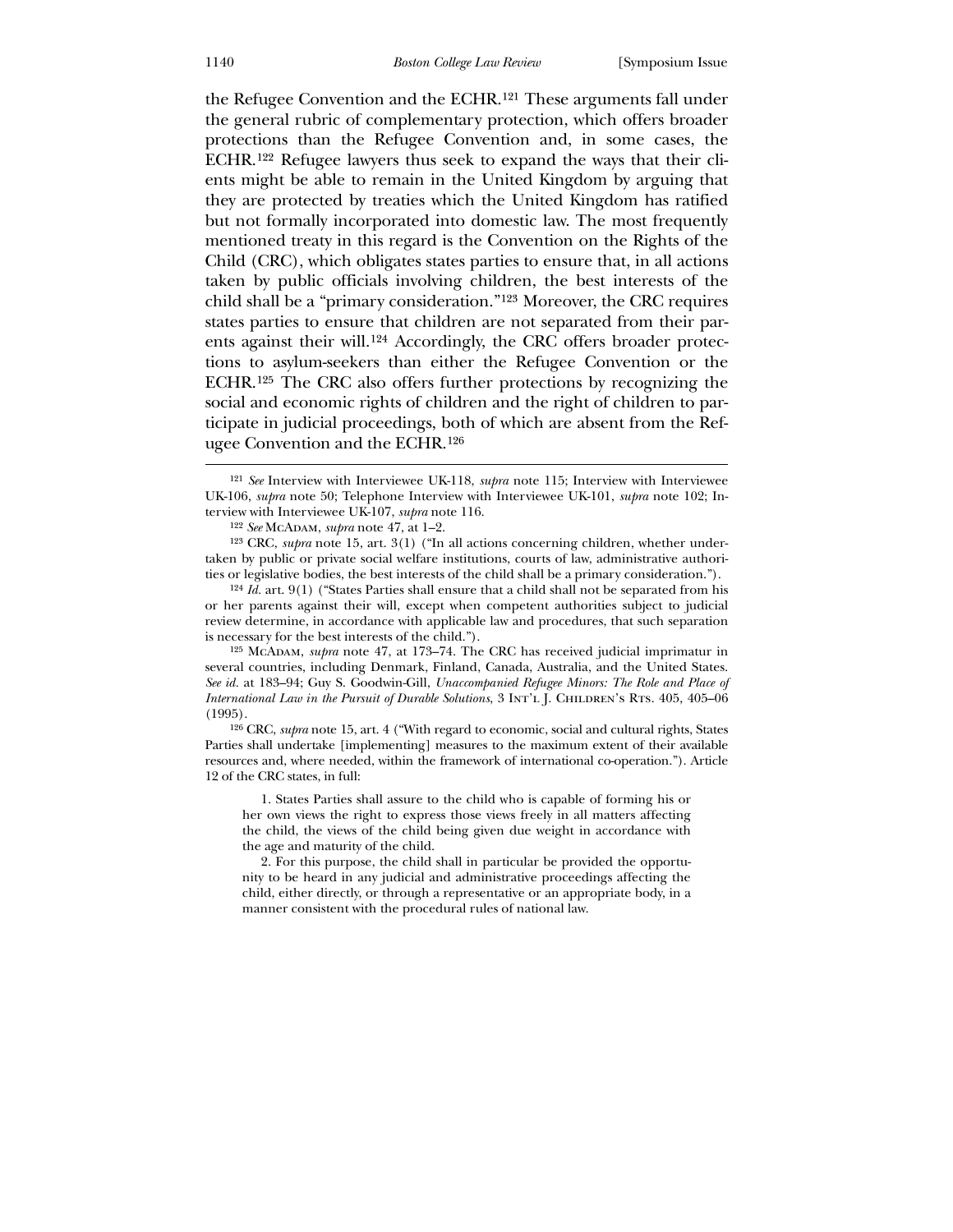the Refugee Convention and the ECHR.[121] These arguments fall under the general rubric of complementary protection, which offers broader protections than the Refugee Convention and, in some cases, the ECHR.[122] Refugee lawyers thus seek to expand the ways that their clients might be able to remain in the United Kingdom by arguing that they are protected by treaties which the United Kingdom has ratified but not formally incorporated into domestic law. The most frequently mentioned treaty in this regard is the Convention on the Rights of the Child (CRC), which obligates states parties to ensure that, in all actions taken by public officials involving children, the best interests of the child shall be a "primary consideration."[123] Moreover, the CRC requires states parties to ensure that children are not separated from their parents against their will.[124] Accordingly, the CRC offers broader protections to asylum-seekers than either the Refugee Convention or the ECHR.[125] The CRC also offers further protections by recognizing the social and economic rights of children and the right of children to participate in judicial proceedings, both of which are absent from the Refugee Convention and the ECHR.[126]

---

[121] *See* Interview with Interviewee UK-118, *supra* note 115; Interview with Interviewee UK-106, *supra* note 50; Telephone Interview with Interviewee UK-101, *supra* note 102; Interview with Interviewee UK-107, *supra* note 116.

[122] *See* McAdam, *supra* note 47, at 1–2.

[123] CRC, *supra* note 15, art. 3(1) ("In all actions concerning children, whether undertaken by public or private social welfare institutions, courts of law, administrative authorities or legislative bodies, the best interests of the child shall be a primary consideration.").

[124] *Id.* art. 9(1) ("States Parties shall ensure that a child shall not be separated from his or her parents against their will, except when competent authorities subject to judicial review determine, in accordance with applicable law and procedures, that such separation is necessary for the best interests of the child.").

[125] McAdam, *supra* note 47, at 173–74. The CRC has received judicial imprimatur in several countries, including Denmark, Finland, Canada, Australia, and the United States. *See id.* at 183–94; Guy S. Goodwin-Gill, *Unaccompanied Refugee Minors: The Role and Place of International Law in the Pursuit of Durable Solutions*, 3 Int'l J. Children's Rts. 405, 405–06 (1995).

[126] CRC, *supra* note 15, art. 4 ("With regard to economic, social and cultural rights, States Parties shall undertake [implementing] measures to the maximum extent of their available resources and, where needed, within the framework of international co-operation."). Article 12 of the CRC states, in full:

> 1. States Parties shall assure to the child who is capable of forming his or her own views the right to express those views freely in all matters affecting the child, the views of the child being given due weight in accordance with the age and maturity of the child.
>
> 2. For this purpose, the child shall in particular be provided the opportunity to be heard in any judicial and administrative proceedings affecting the child, either directly, or through a representative or an appropriate body, in a manner consistent with the procedural rules of national law.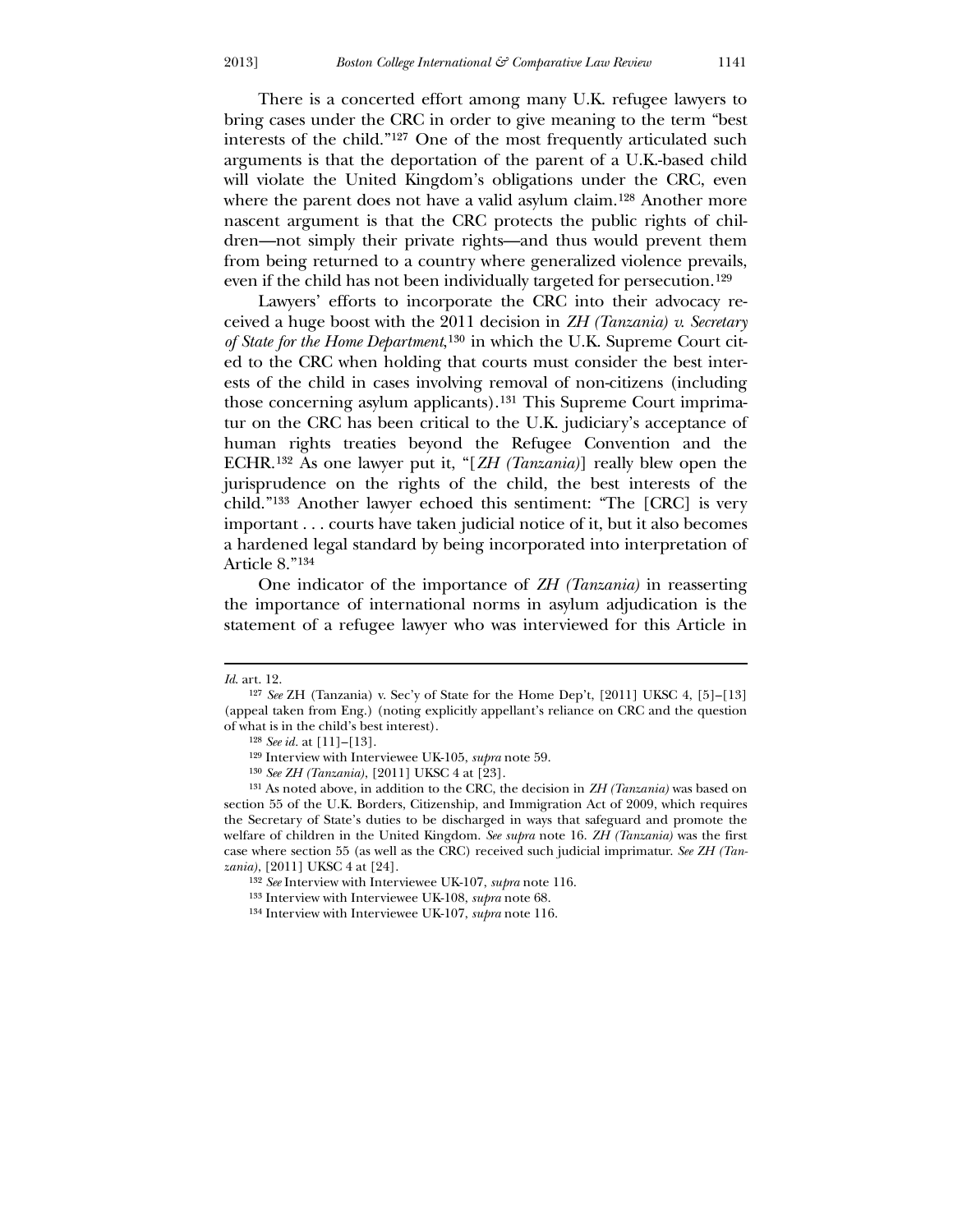There is a concerted effort among many U.K. refugee lawyers to bring cases under the CRC in order to give meaning to the term "best interests of the child."[127] One of the most frequently articulated such arguments is that the deportation of the parent of a U.K.-based child will violate the United Kingdom's obligations under the CRC, even where the parent does not have a valid asylum claim.[128] Another more nascent argument is that the CRC protects the public rights of children—not simply their private rights—and thus would prevent them from being returned to a country where generalized violence prevails, even if the child has not been individually targeted for persecution.[129]

Lawyers' efforts to incorporate the CRC into their advocacy received a huge boost with the 2011 decision in *ZH (Tanzania) v. Secretary of State for the Home Department*,[130] in which the U.K. Supreme Court cited to the CRC when holding that courts must consider the best interests of the child in cases involving removal of non-citizens (including those concerning asylum applicants).[131] This Supreme Court imprimatur on the CRC has been critical to the U.K. judiciary's acceptance of human rights treaties beyond the Refugee Convention and the ECHR.[132] As one lawyer put it, "[*ZH (Tanzania)*] really blew open the jurisprudence on the rights of the child, the best interests of the child."[133] Another lawyer echoed this sentiment: "The [CRC] is very important . . . courts have taken judicial notice of it, but it also becomes a hardened legal standard by being incorporated into interpretation of Article 8."[134]

One indicator of the importance of *ZH (Tanzania)* in reasserting the importance of international norms in asylum adjudication is the statement of a refugee lawyer who was interviewed for this Article in

---

*Id.* art. 12.

[127] *See* ZH (Tanzania) v. Sec'y of State for the Home Dep't, [2011] UKSC 4, [5]–[13] (appeal taken from Eng.) (noting explicitly appellant's reliance on CRC and the question of what is in the child's best interest).

[128] *See id.* at [11]–[13].

[129] Interview with Interviewee UK-105, *supra* note 59.

[130] *See ZH (Tanzania)*, [2011] UKSC 4 at [23].

[131] As noted above, in addition to the CRC, the decision in *ZH (Tanzania)* was based on section 55 of the U.K. Borders, Citizenship, and Immigration Act of 2009, which requires the Secretary of State's duties to be discharged in ways that safeguard and promote the welfare of children in the United Kingdom. *See supra* note 16. *ZH (Tanzania)* was the first case where section 55 (as well as the CRC) received such judicial imprimatur. *See ZH (Tanzania)*, [2011] UKSC 4 at [24].

[132] *See* Interview with Interviewee UK-107, *supra* note 116.

[133] Interview with Interviewee UK-108, *supra* note 68.

[134] Interview with Interviewee UK-107, *supra* note 116.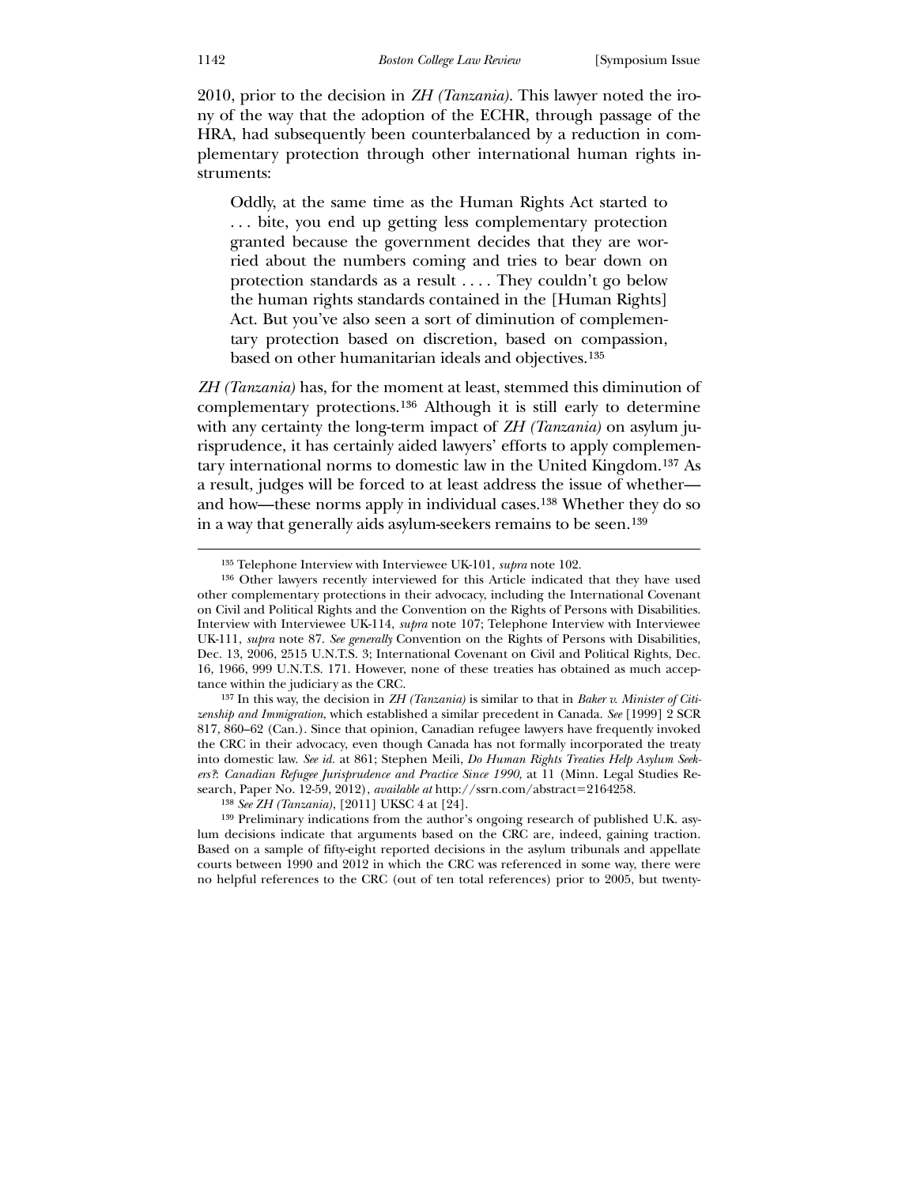2010, prior to the decision in *ZH (Tanzania)*. This lawyer noted the irony of the way that the adoption of the ECHR, through passage of the HRA, had subsequently been counterbalanced by a reduction in complementary protection through other international human rights instruments:

> Oddly, at the same time as the Human Rights Act started to . . . bite, you end up getting less complementary protection granted because the government decides that they are worried about the numbers coming and tries to bear down on protection standards as a result . . . . They couldn't go below the human rights standards contained in the [Human Rights] Act. But you've also seen a sort of diminution of complementary protection based on discretion, based on compassion, based on other humanitarian ideals and objectives.[135]

*ZH (Tanzania)* has, for the moment at least, stemmed this diminution of complementary protections.[136] Although it is still early to determine with any certainty the long-term impact of *ZH (Tanzania)* on asylum jurisprudence, it has certainly aided lawyers' efforts to apply complementary international norms to domestic law in the United Kingdom.[137] As a result, judges will be forced to at least address the issue of whether—and how—these norms apply in individual cases.[138] Whether they do so in a way that generally aids asylum-seekers remains to be seen.[139]

---

[135] Telephone Interview with Interviewee UK-101, *supra* note 102.

[136] Other lawyers recently interviewed for this Article indicated that they have used other complementary protections in their advocacy, including the International Covenant on Civil and Political Rights and the Convention on the Rights of Persons with Disabilities. Interview with Interviewee UK-114, *supra* note 107; Telephone Interview with Interviewee UK-111, *supra* note 87. *See generally* Convention on the Rights of Persons with Disabilities, Dec. 13, 2006, 2515 U.N.T.S. 3; International Covenant on Civil and Political Rights, Dec. 16, 1966, 999 U.N.T.S. 171. However, none of these treaties has obtained as much acceptance within the judiciary as the CRC.

[137] In this way, the decision in *ZH (Tanzania)* is similar to that in *Baker v. Minister of Citizenship and Immigration*, which established a similar precedent in Canada. *See* [1999] 2 SCR 817, 860–62 (Can.). Since that opinion, Canadian refugee lawyers have frequently invoked the CRC in their advocacy, even though Canada has not formally incorporated the treaty into domestic law. *See id.* at 861; Stephen Meili, *Do Human Rights Treaties Help Asylum Seekers?: Canadian Refugee Jurisprudence and Practice Since 1990*, at 11 (Minn. Legal Studies Research, Paper No. 12-59, 2012), *available at* http://ssrn.com/abstract=2164258.

[138] *See ZH (Tanzania)*, [2011] UKSC 4 at [24].

[139] Preliminary indications from the author's ongoing research of published U.K. asylum decisions indicate that arguments based on the CRC are, indeed, gaining traction. Based on a sample of fifty-eight reported decisions in the asylum tribunals and appellate courts between 1990 and 2012 in which the CRC was referenced in some way, there were no helpful references to the CRC (out of ten total references) prior to 2005, but twenty-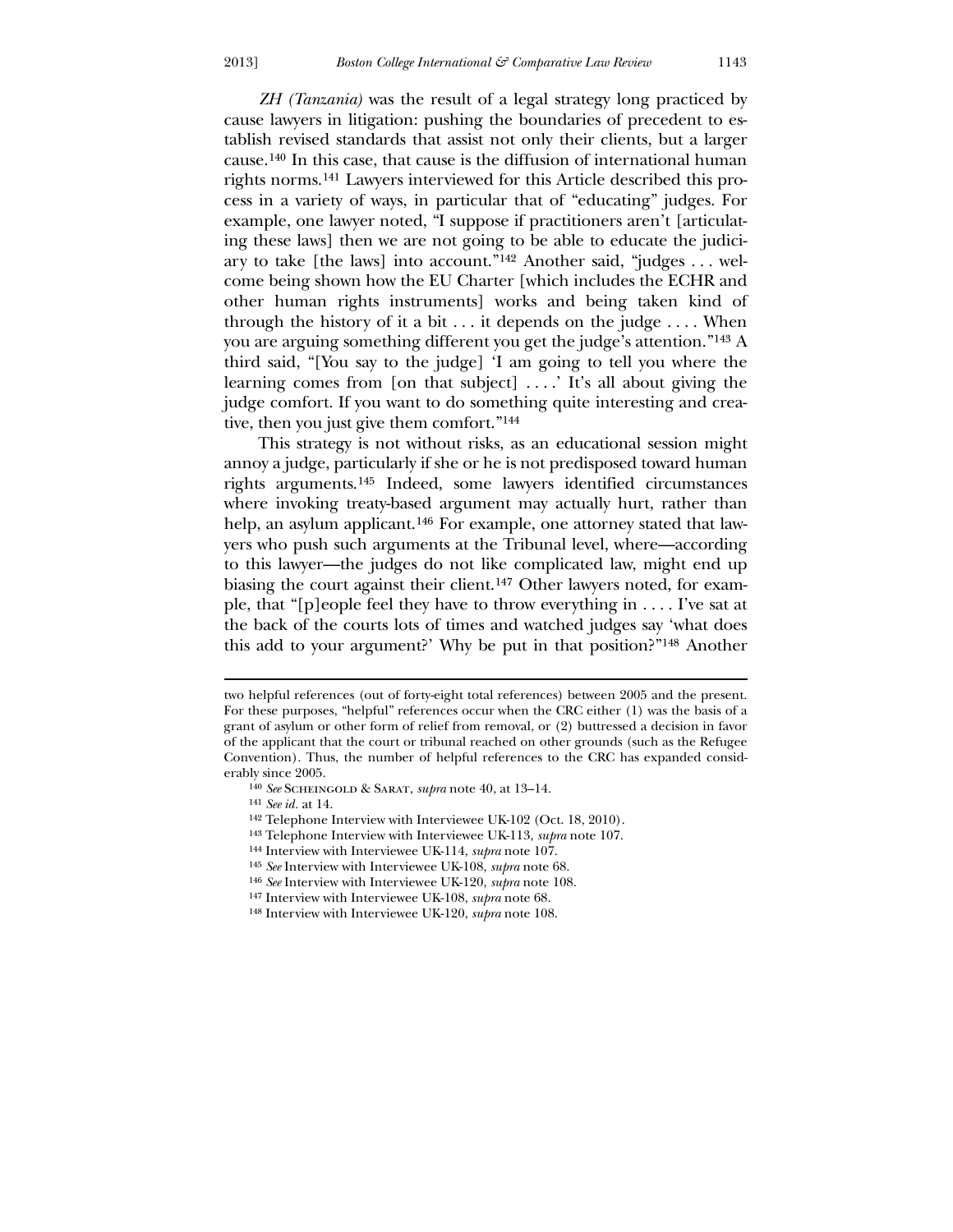*ZH (Tanzania)* was the result of a legal strategy long practiced by cause lawyers in litigation: pushing the boundaries of precedent to establish revised standards that assist not only their clients, but a larger cause.[140] In this case, that cause is the diffusion of international human rights norms.[141] Lawyers interviewed for this Article described this process in a variety of ways, in particular that of "educating" judges. For example, one lawyer noted, "I suppose if practitioners aren't [articulating these laws] then we are not going to be able to educate the judiciary to take [the laws] into account."[142] Another said, "judges . . . welcome being shown how the EU Charter [which includes the ECHR and other human rights instruments] works and being taken kind of through the history of it a bit . . . it depends on the judge . . . . When you are arguing something different you get the judge's attention."[143] A third said, "[You say to the judge] 'I am going to tell you where the learning comes from [on that subject] . . . .' It's all about giving the judge comfort. If you want to do something quite interesting and creative, then you just give them comfort."[144]

This strategy is not without risks, as an educational session might annoy a judge, particularly if she or he is not predisposed toward human rights arguments.[145] Indeed, some lawyers identified circumstances where invoking treaty-based argument may actually hurt, rather than help, an asylum applicant.[146] For example, one attorney stated that lawyers who push such arguments at the Tribunal level, where—according to this lawyer—the judges do not like complicated law, might end up biasing the court against their client.[147] Other lawyers noted, for example, that "[p]eople feel they have to throw everything in . . . . I've sat at the back of the courts lots of times and watched judges say 'what does this add to your argument?' Why be put in that position?"[148] Another

---

two helpful references (out of forty-eight total references) between 2005 and the present. For these purposes, "helpful" references occur when the CRC either (1) was the basis of a grant of asylum or other form of relief from removal, or (2) buttressed a decision in favor of the applicant that the court or tribunal reached on other grounds (such as the Refugee Convention). Thus, the number of helpful references to the CRC has expanded considerably since 2005.

[140] *See* Scheingold & Sarat, *supra* note 40, at 13–14.

[141] *See id.* at 14.

[142] Telephone Interview with Interviewee UK-102 (Oct. 18, 2010).

[143] Telephone Interview with Interviewee UK-113, *supra* note 107.

[144] Interview with Interviewee UK-114, *supra* note 107.

[145] *See* Interview with Interviewee UK-108, *supra* note 68.

[146] *See* Interview with Interviewee UK-120, *supra* note 108.

[147] Interview with Interviewee UK-108, *supra* note 68.

[148] Interview with Interviewee UK-120, *supra* note 108.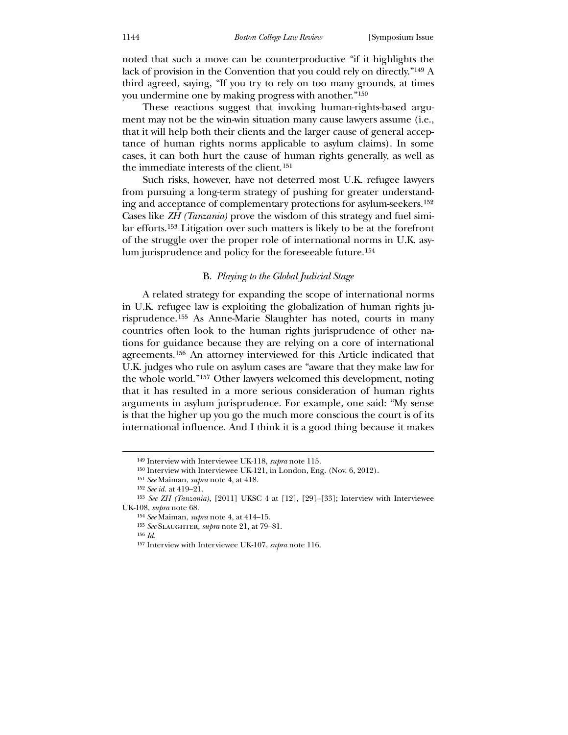noted that such a move can be counterproductive "if it highlights the lack of provision in the Convention that you could rely on directly."[149] A third agreed, saying, "If you try to rely on too many grounds, at times you undermine one by making progress with another."[150]

These reactions suggest that invoking human-rights-based argument may not be the win-win situation many cause lawyers assume (i.e., that it will help both their clients and the larger cause of general acceptance of human rights norms applicable to asylum claims). In some cases, it can both hurt the cause of human rights generally, as well as the immediate interests of the client.[151]

Such risks, however, have not deterred most U.K. refugee lawyers from pursuing a long-term strategy of pushing for greater understanding and acceptance of complementary protections for asylum-seekers.[152] Cases like *ZH (Tanzania)* prove the wisdom of this strategy and fuel similar efforts.[153] Litigation over such matters is likely to be at the forefront of the struggle over the proper role of international norms in U.K. asylum jurisprudence and policy for the foreseeable future.[154]

### B. *Playing to the Global Judicial Stage*

A related strategy for expanding the scope of international norms in U.K. refugee law is exploiting the globalization of human rights jurisprudence.[155] As Anne-Marie Slaughter has noted, courts in many countries often look to the human rights jurisprudence of other nations for guidance because they are relying on a core of international agreements.[156] An attorney interviewed for this Article indicated that U.K. judges who rule on asylum cases are "aware that they make law for the whole world."[157] Other lawyers welcomed this development, noting that it has resulted in a more serious consideration of human rights arguments in asylum jurisprudence. For example, one said: "My sense is that the higher up you go the much more conscious the court is of its international influence. And I think it is a good thing because it makes

---

[149] Interview with Interviewee UK-118, *supra* note 115.

[150] Interview with Interviewee UK-121, in London, Eng. (Nov. 6, 2012).

[151] *See* Maiman, *supra* note 4, at 418.

[152] *See id.* at 419–21.

[153] *See ZH (Tanzania)*, [2011] UKSC 4 at [12], [29]–[33]; Interview with Interviewee UK-108, *supra* note 68.

[154] *See* Maiman, *supra* note 4, at 414–15.

[155] *See* Slaughter, *supra* note 21, at 79–81.

[156] *Id.*

[157] Interview with Interviewee UK-107, *supra* note 116.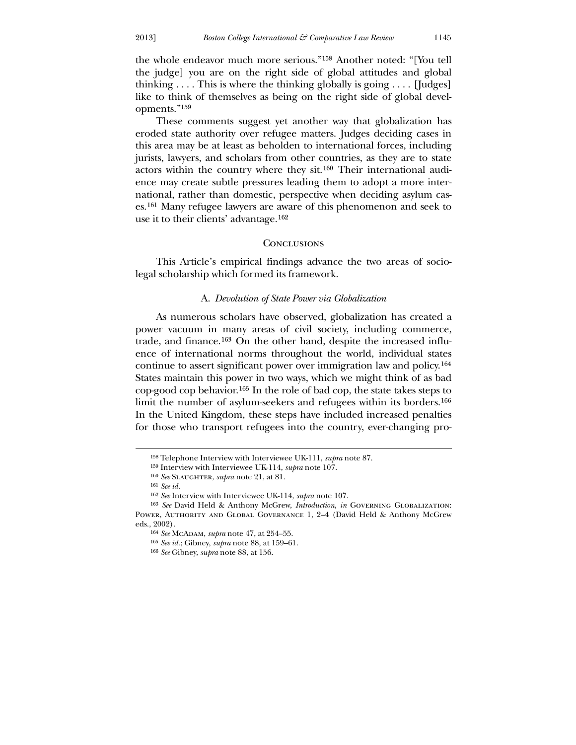the whole endeavor much more serious."[158] Another noted: "[You tell the judge] you are on the right side of global attitudes and global thinking . . . . This is where the thinking globally is going . . . . [Judges] like to think of themselves as being on the right side of global developments."[159]

These comments suggest yet another way that globalization has eroded state authority over refugee matters. Judges deciding cases in this area may be at least as beholden to international forces, including jurists, lawyers, and scholars from other countries, as they are to state actors within the country where they sit.[160] Their international audience may create subtle pressures leading them to adopt a more international, rather than domestic, perspective when deciding asylum cases.[161] Many refugee lawyers are aware of this phenomenon and seek to use it to their clients' advantage.[162]

## Conclusions

This Article's empirical findings advance the two areas of sociolegal scholarship which formed its framework.

### A. *Devolution of State Power via Globalization*

As numerous scholars have observed, globalization has created a power vacuum in many areas of civil society, including commerce, trade, and finance.[163] On the other hand, despite the increased influence of international norms throughout the world, individual states continue to assert significant power over immigration law and policy.[164] States maintain this power in two ways, which we might think of as bad cop-good cop behavior.[165] In the role of bad cop, the state takes steps to limit the number of asylum-seekers and refugees within its borders.[166] In the United Kingdom, these steps have included increased penalties for those who transport refugees into the country, ever-changing pro-

---

[158] Telephone Interview with Interviewee UK-111, *supra* note 87.

[159] Interview with Interviewee UK-114, *supra* note 107.

[160] *See* Slaughter, *supra* note 21, at 81.

[161] *See id.*

[162] *See* Interview with Interviewee UK-114, *supra* note 107.

[163] *See* David Held & Anthony McGrew, *Introduction*, *in* Governing Globalization: Power, Authority and Global Governance 1, 2–4 (David Held & Anthony McGrew eds., 2002).

[164] *See* McAdam, *supra* note 47, at 254–55.

[165] *See id.*; Gibney, *supra* note 88, at 159–61.

[166] *See* Gibney, *supra* note 88, at 156.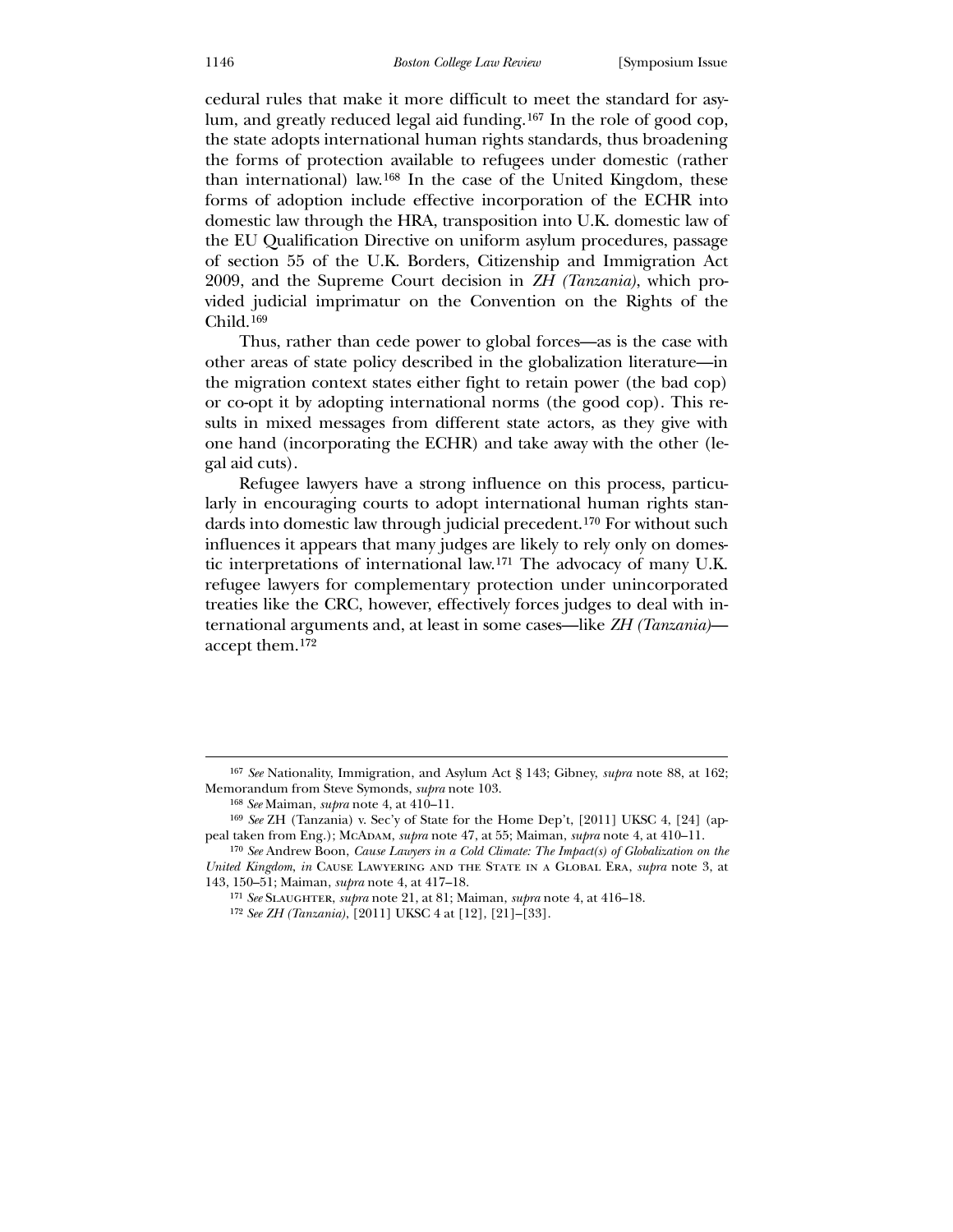cedural rules that make it more difficult to meet the standard for asylum, and greatly reduced legal aid funding.[167] In the role of good cop, the state adopts international human rights standards, thus broadening the forms of protection available to refugees under domestic (rather than international) law.[168] In the case of the United Kingdom, these forms of adoption include effective incorporation of the ECHR into domestic law through the HRA, transposition into U.K. domestic law of the EU Qualification Directive on uniform asylum procedures, passage of section 55 of the U.K. Borders, Citizenship and Immigration Act 2009, and the Supreme Court decision in *ZH (Tanzania)*, which provided judicial imprimatur on the Convention on the Rights of the Child.[169]

Thus, rather than cede power to global forces—as is the case with other areas of state policy described in the globalization literature—in the migration context states either fight to retain power (the bad cop) or co-opt it by adopting international norms (the good cop). This results in mixed messages from different state actors, as they give with one hand (incorporating the ECHR) and take away with the other (legal aid cuts).

Refugee lawyers have a strong influence on this process, particularly in encouraging courts to adopt international human rights standards into domestic law through judicial precedent.[170] For without such influences it appears that many judges are likely to rely only on domestic interpretations of international law.[171] The advocacy of many U.K. refugee lawyers for complementary protection under unincorporated treaties like the CRC, however, effectively forces judges to deal with international arguments and, at least in some cases—like *ZH (Tanzania)*—accept them.[172]

---

[167] *See* Nationality, Immigration, and Asylum Act § 143; Gibney, *supra* note 88, at 162; Memorandum from Steve Symonds, *supra* note 103.

[168] *See* Maiman, *supra* note 4, at 410–11.

[169] *See* ZH (Tanzania) v. Sec'y of State for the Home Dep't, [2011] UKSC 4, [24] (appeal taken from Eng.); McAdam, *supra* note 47, at 55; Maiman, *supra* note 4, at 410–11.

[170] *See* Andrew Boon, *Cause Lawyers in a Cold Climate: The Impact(s) of Globalization on the United Kingdom*, *in* Cause Lawyering and the State in a Global Era, *supra* note 3, at 143, 150–51; Maiman, *supra* note 4, at 417–18.

[171] *See* Slaughter, *supra* note 21, at 81; Maiman, *supra* note 4, at 416–18.

[172] *See ZH (Tanzania)*, [2011] UKSC 4 at [12], [21]–[33].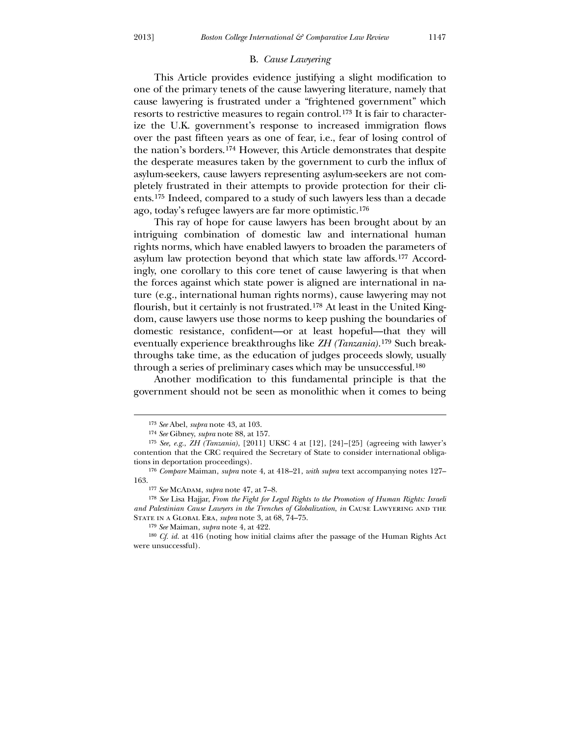### B. *Cause Lawyering*

This Article provides evidence justifying a slight modification to one of the primary tenets of the cause lawyering literature, namely that cause lawyering is frustrated under a "frightened government" which resorts to restrictive measures to regain control.[173] It is fair to characterize the U.K. government's response to increased immigration flows over the past fifteen years as one of fear, i.e., fear of losing control of the nation's borders.[174] However, this Article demonstrates that despite the desperate measures taken by the government to curb the influx of asylum-seekers, cause lawyers representing asylum-seekers are not completely frustrated in their attempts to provide protection for their clients.[175] Indeed, compared to a study of such lawyers less than a decade ago, today's refugee lawyers are far more optimistic.[176]

This ray of hope for cause lawyers has been brought about by an intriguing combination of domestic law and international human rights norms, which have enabled lawyers to broaden the parameters of asylum law protection beyond that which state law affords.[177] Accordingly, one corollary to this core tenet of cause lawyering is that when the forces against which state power is aligned are international in nature (e.g., international human rights norms), cause lawyering may not flourish, but it certainly is not frustrated.[178] At least in the United Kingdom, cause lawyers use those norms to keep pushing the boundaries of domestic resistance, confident—or at least hopeful—that they will eventually experience breakthroughs like *ZH (Tanzania)*.[179] Such breakthroughs take time, as the education of judges proceeds slowly, usually through a series of preliminary cases which may be unsuccessful.[180]

Another modification to this fundamental principle is that the government should not be seen as monolithic when it comes to being

---

[173] *See* Abel, *supra* note 43, at 103.

[174] *See* Gibney, *supra* note 88, at 157.

[175] *See, e.g.*, *ZH (Tanzania)*, [2011] UKSC 4 at [12], [24]–[25] (agreeing with lawyer's contention that the CRC required the Secretary of State to consider international obligations in deportation proceedings).

[176] *Compare* Maiman, *supra* note 4, at 418–21, *with supra* text accompanying notes 127–163.

[177] *See* McAdam, *supra* note 47, at 7–8.

[178] *See* Lisa Hajjar, *From the Fight for Legal Rights to the Promotion of Human Rights: Israeli and Palestinian Cause Lawyers in the Trenches of Globalization*, *in* Cause Lawyering and the State in a Global Era, *supra* note 3, at 68, 74–75.

[179] *See* Maiman, *supra* note 4, at 422.

[180] *Cf. id.* at 416 (noting how initial claims after the passage of the Human Rights Act were unsuccessful).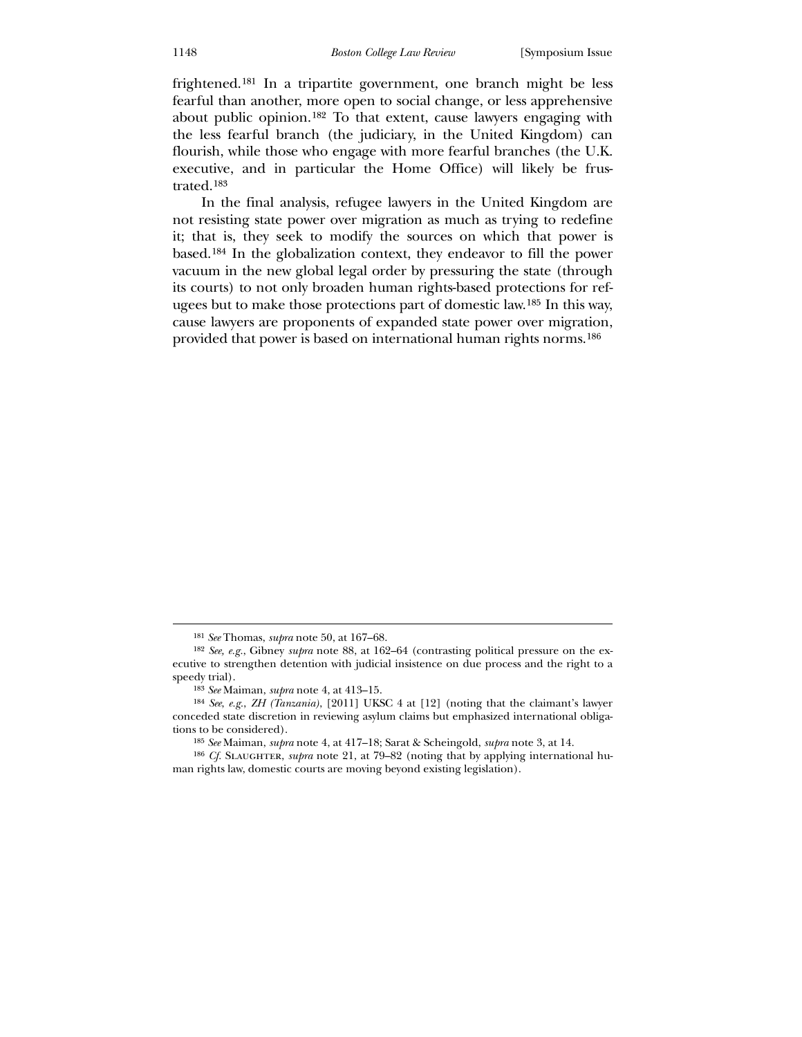frightened.[181] In a tripartite government, one branch might be less fearful than another, more open to social change, or less apprehensive about public opinion.[182] To that extent, cause lawyers engaging with the less fearful branch (the judiciary, in the United Kingdom) can flourish, while those who engage with more fearful branches (the U.K. executive, and in particular the Home Office) will likely be frustrated.[183]

In the final analysis, refugee lawyers in the United Kingdom are not resisting state power over migration as much as trying to redefine it; that is, they seek to modify the sources on which that power is based.[184] In the globalization context, they endeavor to fill the power vacuum in the new global legal order by pressuring the state (through its courts) to not only broaden human rights-based protections for refugees but to make those protections part of domestic law.[185] In this way, cause lawyers are proponents of expanded state power over migration, provided that power is based on international human rights norms.[186]

---

[181] *See* Thomas, *supra* note 50, at 167–68.

[182] *See, e.g.*, Gibney *supra* note 88, at 162–64 (contrasting political pressure on the executive to strengthen detention with judicial insistence on due process and the right to a speedy trial).

[183] *See* Maiman, *supra* note 4, at 413–15.

[184] *See, e.g.*, *ZH (Tanzania)*, [2011] UKSC 4 at [12] (noting that the claimant's lawyer conceded state discretion in reviewing asylum claims but emphasized international obligations to be considered).

[185] *See* Maiman, *supra* note 4, at 417–18; Sarat & Scheingold, *supra* note 3, at 14.

[186] *Cf.* Slaughter, *supra* note 21, at 79–82 (noting that by applying international human rights law, domestic courts are moving beyond existing legislation).